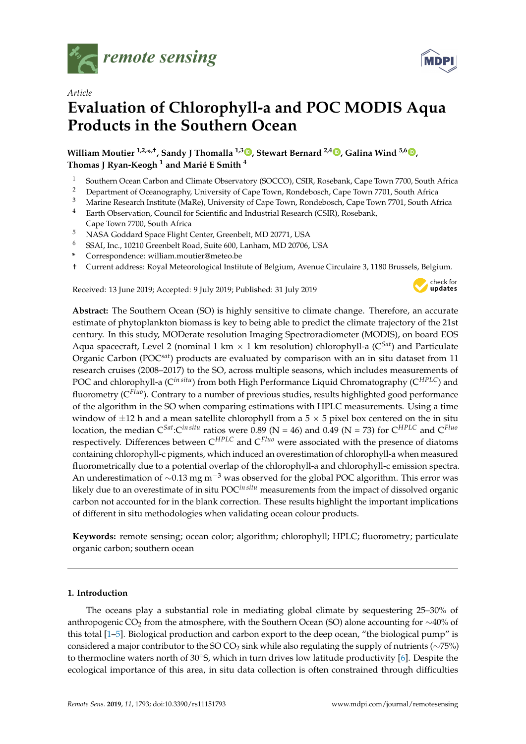*Article*

# Evaluation of Chlorophyll-a and POC MODIS Aqua Products in the Southern Ocean

**William Moutier [1,2,*,†], Sandy J Thomalla [1,3], Stewart Bernard [2,4], Galina Wind [5,6], Thomas J Ryan-Keogh [1] and Marié E Smith [4]**

1. Southern Ocean Carbon and Climate Observatory (SOCCO), CSIR, Rosebank, Cape Town 7700, South Africa
2. Department of Oceanography, University of Cape Town, Rondebosch, Cape Town 7701, South Africa
3. Marine Research Institute (MaRe), University of Cape Town, Rondebosch, Cape Town 7701, South Africa
4. Earth Observation, Council for Scientific and Industrial Research (CSIR), Rosebank, Cape Town 7700, South Africa
5. NASA Goddard Space Flight Center, Greenbelt, MD 20771, USA
6. SSAI, Inc., 10210 Greenbelt Road, Suite 600, Lanham, MD 20706, USA

\* Correspondence: william.moutier@meteo.be

† Current address: Royal Meteorological Institute of Belgium, Avenue Circulaire 3, 1180 Brussels, Belgium.

Received: 13 June 2019; Accepted: 9 July 2019; Published: 31 July 2019

**Abstract:** The Southern Ocean (SO) is highly sensitive to climate change. Therefore, an accurate estimate of phytoplankton biomass is key to being able to predict the climate trajectory of the 21st century. In this study, MODerate resolution Imaging Spectroradiometer (MODIS), on board EOS Aqua spacecraft, Level 2 (nominal 1 km × 1 km resolution) chlorophyll-a ($C^{Sat}$) and Particulate Organic Carbon ($POC^{sat}$) products are evaluated by comparison with an in situ dataset from 11 research cruises (2008–2017) to the SO, across multiple seasons, which includes measurements of POC and chlorophyll-a ($C^{in\,situ}$) from both High Performance Liquid Chromatography ($C^{HPLC}$) and fluorometry ($C^{Fluo}$). Contrary to a number of previous studies, results highlighted good performance of the algorithm in the SO when comparing estimations with HPLC measurements. Using a time window of ±12 h and a mean satellite chlorophyll from a 5 × 5 pixel box centered on the in situ location, the median $C^{Sat}$:$C^{in\,situ}$ ratios were 0.89 (N = 46) and 0.49 (N = 73) for $C^{HPLC}$ and $C^{Fluo}$ respectively. Differences between $C^{HPLC}$ and $C^{Fluo}$ were associated with the presence of diatoms containing chlorophyll-c pigments, which induced an overestimation of chlorophyll-a when measured fluorometrically due to a potential overlap of the chlorophyll-a and chlorophyll-c emission spectra. An underestimation of ∼0.13 mg $m^{-3}$ was observed for the global POC algorithm. This error was likely due to an overestimate of in situ $POC^{in\,situ}$ measurements from the impact of dissolved organic carbon not accounted for in the blank correction. These results highlight the important implications of different in situ methodologies when validating ocean colour products.

**Keywords:** remote sensing; ocean color; algorithm; chlorophyll; HPLC; fluorometry; particulate organic carbon; southern ocean

## 1. Introduction

The oceans play a substantial role in mediating global climate by sequestering 25–30% of anthropogenic $CO_2$ from the atmosphere, with the Southern Ocean (SO) alone accounting for ∼40% of this total [1–5]. Biological production and carbon export to the deep ocean, "the biological pump" is considered a major contributor to the SO $CO_2$ sink while also regulating the supply of nutrients (∼75%) to thermocline waters north of 30°S, which in turn drives low latitude productivity [6]. Despite the ecological importance of this area, in situ data collection is often constrained through difficulties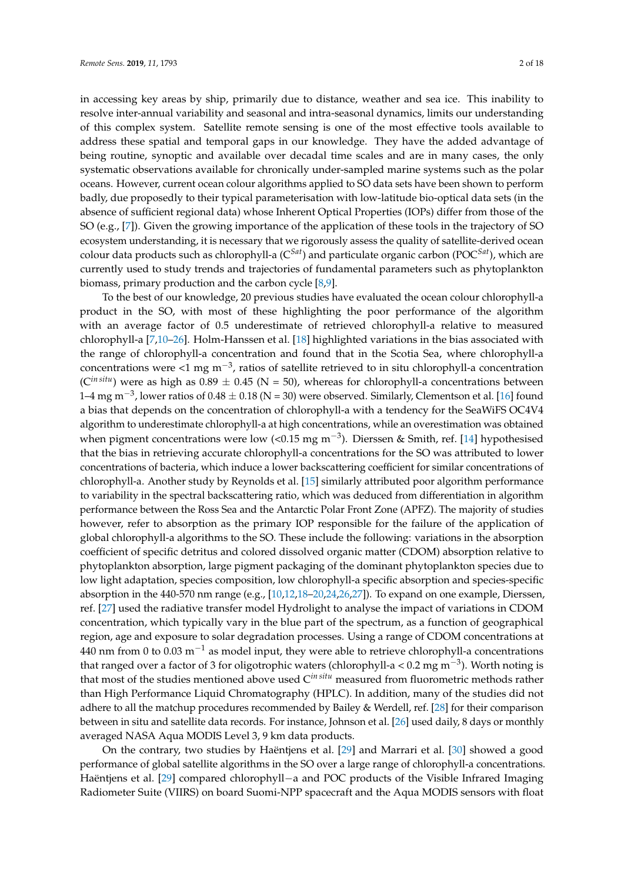in accessing key areas by ship, primarily due to distance, weather and sea ice. This inability to resolve inter-annual variability and seasonal and intra-seasonal dynamics, limits our understanding of this complex system. Satellite remote sensing is one of the most effective tools available to address these spatial and temporal gaps in our knowledge. They have the added advantage of being routine, synoptic and available over decadal time scales and are in many cases, the only systematic observations available for chronically under-sampled marine systems such as the polar oceans. However, current ocean colour algorithms applied to SO data sets have been shown to perform badly, due proposedly to their typical parameterisation with low-latitude bio-optical data sets (in the absence of sufficient regional data) whose Inherent Optical Properties (IOPs) differ from those of the SO (e.g., [7]). Given the growing importance of the application of these tools in the trajectory of SO ecosystem understanding, it is necessary that we rigorously assess the quality of satellite-derived ocean colour data products such as chlorophyll-a ($C^{Sat}$) and particulate organic carbon ($POC^{Sat}$), which are currently used to study trends and trajectories of fundamental parameters such as phytoplankton biomass, primary production and the carbon cycle [8,9].

To the best of our knowledge, 20 previous studies have evaluated the ocean colour chlorophyll-a product in the SO, with most of these highlighting the poor performance of the algorithm with an average factor of 0.5 underestimate of retrieved chlorophyll-a relative to measured chlorophyll-a [7,10–26]. Holm-Hanssen et al. [18] highlighted variations in the bias associated with the range of chlorophyll-a concentration and found that in the Scotia Sea, where chlorophyll-a concentrations were <1 mg m$^{-3}$, ratios of satellite retrieved to in situ chlorophyll-a concentration ($C^{in\,situ}$) were as high as 0.89 ± 0.45 (N = 50), whereas for chlorophyll-a concentrations between 1–4 mg m$^{-3}$, lower ratios of 0.48 ± 0.18 (N = 30) were observed. Similarly, Clementson et al. [16] found a bias that depends on the concentration of chlorophyll-a with a tendency for the SeaWiFS OC4V4 algorithm to underestimate chlorophyll-a at high concentrations, while an overestimation was obtained when pigment concentrations were low (<0.15 mg m$^{-3}$). Dierssen & Smith, ref. [14] hypothesised that the bias in retrieving accurate chlorophyll-a concentrations for the SO was attributed to lower concentrations of bacteria, which induce a lower backscattering coefficient for similar concentrations of chlorophyll-a. Another study by Reynolds et al. [15] similarly attributed poor algorithm performance to variability in the spectral backscattering ratio, which was deduced from differentiation in algorithm performance between the Ross Sea and the Antarctic Polar Front Zone (APFZ). The majority of studies however, refer to absorption as the primary IOP responsible for the failure of the application of global chlorophyll-a algorithms to the SO. These include the following: variations in the absorption coefficient of specific detritus and colored dissolved organic matter (CDOM) absorption relative to phytoplankton absorption, large pigment packaging of the dominant phytoplankton species due to low light adaptation, species composition, low chlorophyll-a specific absorption and species-specific absorption in the 440-570 nm range (e.g., [10,12,18–20,24,26,27]). To expand on one example, Dierssen, ref. [27] used the radiative transfer model Hydrolight to analyse the impact of variations in CDOM concentration, which typically vary in the blue part of the spectrum, as a function of geographical region, age and exposure to solar degradation processes. Using a range of CDOM concentrations at 440 nm from 0 to 0.03 m$^{-1}$ as model input, they were able to retrieve chlorophyll-a concentrations that ranged over a factor of 3 for oligotrophic waters (chlorophyll-a < 0.2 mg m$^{-3}$). Worth noting is that most of the studies mentioned above used $C^{in\,situ}$ measured from fluorometric methods rather than High Performance Liquid Chromatography (HPLC). In addition, many of the studies did not adhere to all the matchup procedures recommended by Bailey & Werdell, ref. [28] for their comparison between in situ and satellite data records. For instance, Johnson et al. [26] used daily, 8 days or monthly averaged NASA Aqua MODIS Level 3, 9 km data products.

On the contrary, two studies by Haëntjens et al. [29] and Marrari et al. [30] showed a good performance of global satellite algorithms in the SO over a large range of chlorophyll-a concentrations. Haëntjens et al. [29] compared chlorophyll−a and POC products of the Visible Infrared Imaging Radiometer Suite (VIIRS) on board Suomi-NPP spacecraft and the Aqua MODIS sensors with float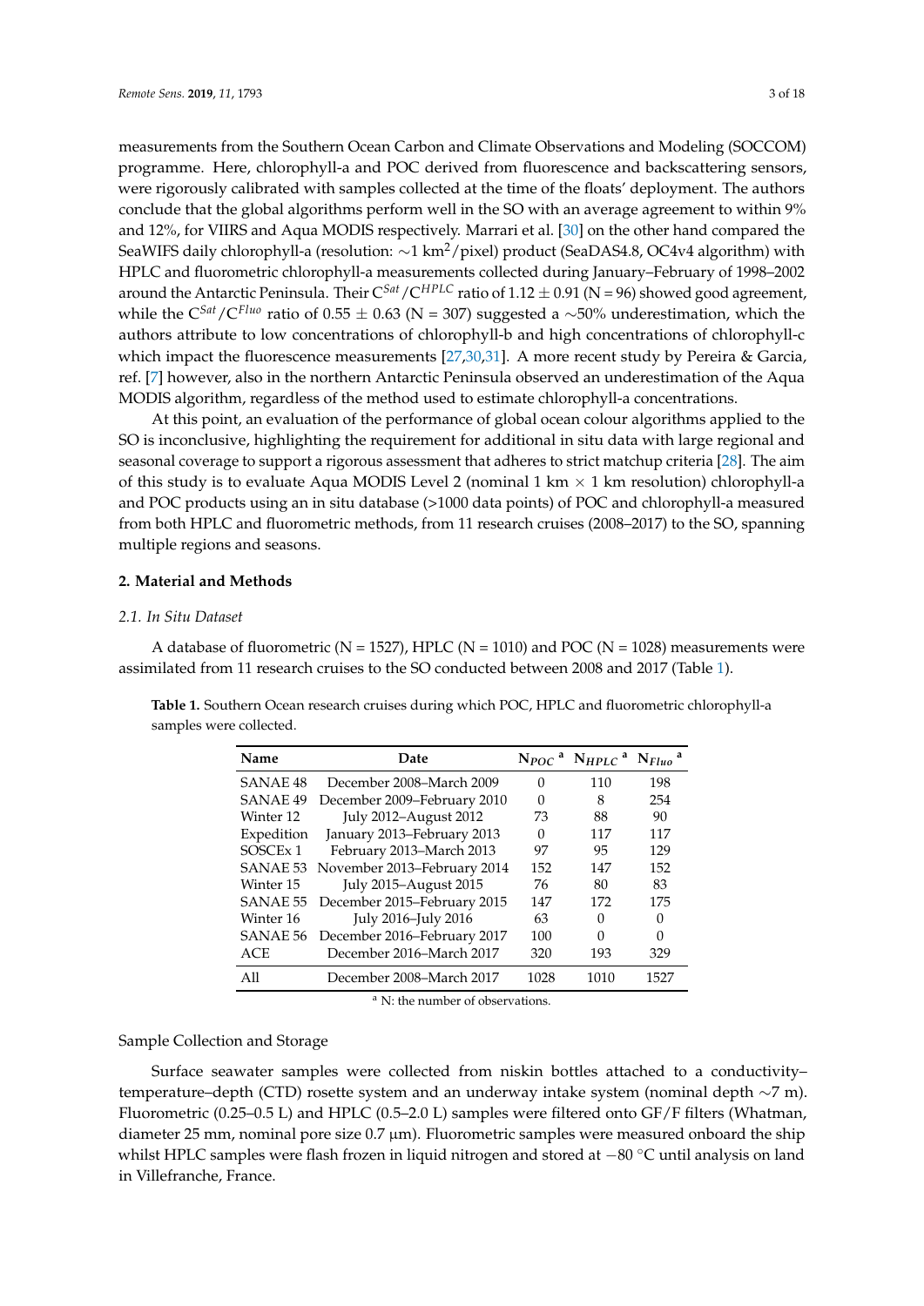measurements from the Southern Ocean Carbon and Climate Observations and Modeling (SOCCOM) programme. Here, chlorophyll-a and POC derived from fluorescence and backscattering sensors, were rigorously calibrated with samples collected at the time of the floats' deployment. The authors conclude that the global algorithms perform well in the SO with an average agreement to within 9% and 12%, for VIIRS and Aqua MODIS respectively. Marrari et al. [30] on the other hand compared the SeaWIFS daily chlorophyll-a (resolution: ∼1 $km^2$/pixel) product (SeaDAS4.8, OC4v4 algorithm) with HPLC and fluorometric chlorophyll-a measurements collected during January–February of 1998–2002 around the Antarctic Peninsula. Their $C^{Sat}/C^{HPLC}$ ratio of 1.12 ± 0.91 (N = 96) showed good agreement, while the $C^{Sat}/C^{Fluo}$ ratio of 0.55 ± 0.63 (N = 307) suggested a ∼50% underestimation, which the authors attribute to low concentrations of chlorophyll-b and high concentrations of chlorophyll-c which impact the fluorescence measurements [27,30,31]. A more recent study by Pereira & Garcia, ref. [7] however, also in the northern Antarctic Peninsula observed an underestimation of the Aqua MODIS algorithm, regardless of the method used to estimate chlorophyll-a concentrations.

At this point, an evaluation of the performance of global ocean colour algorithms applied to the SO is inconclusive, highlighting the requirement for additional in situ data with large regional and seasonal coverage to support a rigorous assessment that adheres to strict matchup criteria [28]. The aim of this study is to evaluate Aqua MODIS Level 2 (nominal 1 km × 1 km resolution) chlorophyll-a and POC products using an in situ database (>1000 data points) of POC and chlorophyll-a measured from both HPLC and fluorometric methods, from 11 research cruises (2008–2017) to the SO, spanning multiple regions and seasons.

## 2. Material and Methods

### *2.1. In Situ Dataset*

A database of fluorometric (N = 1527), HPLC (N = 1010) and POC (N = 1028) measurements were assimilated from 11 research cruises to the SO conducted between 2008 and 2017 (Table 1).

**Table 1.** Southern Ocean research cruises during which POC, HPLC and fluorometric chlorophyll-a samples were collected.

| Name | Date | $N_{POC}$ [a] | $N_{HPLC}$ [a] | $N_{Fluo}$ [a] |
|---|---|---|---|---|
| SANAE 48 | December 2008–March 2009 | 0 | 110 | 198 |
| SANAE 49 | December 2009–February 2010 | 0 | 8 | 254 |
| Winter 12 | July 2012–August 2012 | 73 | 88 | 90 |
| Expedition | January 2013–February 2013 | 0 | 117 | 117 |
| SOSCEx 1 | February 2013–March 2013 | 97 | 95 | 129 |
| SANAE 53 | November 2013–February 2014 | 152 | 147 | 152 |
| Winter 15 | July 2015–August 2015 | 76 | 80 | 83 |
| SANAE 55 | December 2015–February 2015 | 147 | 172 | 175 |
| Winter 16 | July 2016–July 2016 | 63 | 0 | 0 |
| SANAE 56 | December 2016–February 2017 | 100 | 0 | 0 |
| ACE | December 2016–March 2017 | 320 | 193 | 329 |
| All | December 2008–March 2017 | 1028 | 1010 | 1527 |

[a] N: the number of observations.

Sample Collection and Storage

Surface seawater samples were collected from niskin bottles attached to a conductivity–temperature–depth (CTD) rosette system and an underway intake system (nominal depth ∼7 m). Fluorometric (0.25–0.5 L) and HPLC (0.5–2.0 L) samples were filtered onto GF/F filters (Whatman, diameter 25 mm, nominal pore size 0.7 µm). Fluorometric samples were measured onboard the ship whilst HPLC samples were flash frozen in liquid nitrogen and stored at −80 °C until analysis on land in Villefranche, France.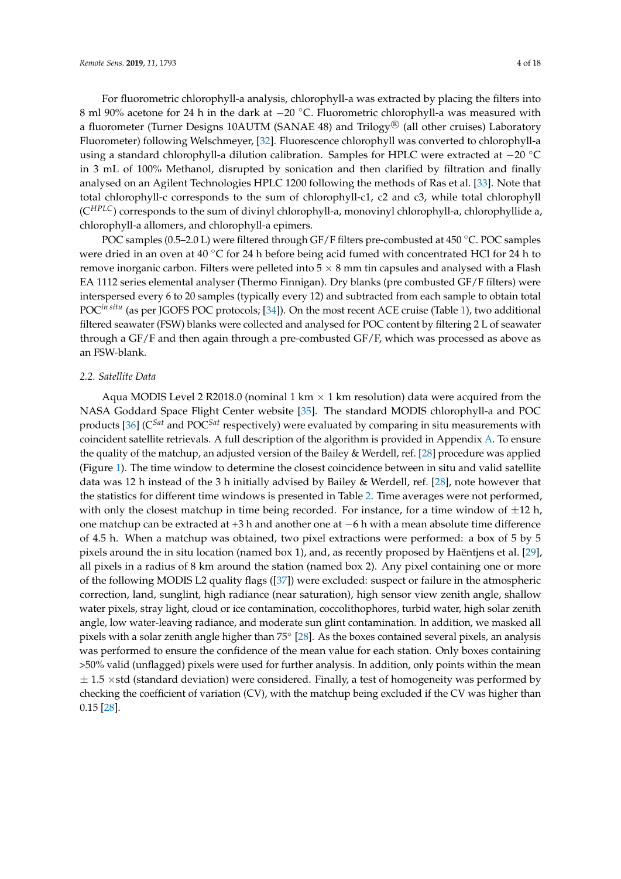For fluorometric chlorophyll-a analysis, chlorophyll-a was extracted by placing the filters into 8 ml 90% acetone for 24 h in the dark at −20 °C. Fluorometric chlorophyll-a was measured with a fluorometer (Turner Designs 10AUTM (SANAE 48) and Trilogy® (all other cruises) Laboratory Fluorometer) following Welschmeyer, [32]. Fluorescence chlorophyll was converted to chlorophyll-a using a standard chlorophyll-a dilution calibration. Samples for HPLC were extracted at −20 °C in 3 mL of 100% Methanol, disrupted by sonication and then clarified by filtration and finally analysed on an Agilent Technologies HPLC 1200 following the methods of Ras et al. [33]. Note that total chlorophyll-c corresponds to the sum of chlorophyll-c1, c2 and c3, while total chlorophyll ($C^{HPLC}$) corresponds to the sum of divinyl chlorophyll-a, monovinyl chlorophyll-a, chlorophyllide a, chlorophyll-a allomers, and chlorophyll-a epimers.

POC samples (0.5–2.0 L) were filtered through GF/F filters pre-combusted at 450 °C. POC samples were dried in an oven at 40 °C for 24 h before being acid fumed with concentrated HCl for 24 h to remove inorganic carbon. Filters were pelleted into 5 × 8 mm tin capsules and analysed with a Flash EA 1112 series elemental analyser (Thermo Finnigan). Dry blanks (pre combusted GF/F filters) were interspersed every 6 to 20 samples (typically every 12) and subtracted from each sample to obtain total $POC^{in\,situ}$ (as per JGOFS POC protocols; [34]). On the most recent ACE cruise (Table 1), two additional filtered seawater (FSW) blanks were collected and analysed for POC content by filtering 2 L of seawater through a GF/F and then again through a pre-combusted GF/F, which was processed as above as an FSW-blank.

### 2.2. Satellite Data

Aqua MODIS Level 2 R2018.0 (nominal 1 km × 1 km resolution) data were acquired from the NASA Goddard Space Flight Center website [35]. The standard MODIS chlorophyll-a and POC products [36] ($C^{Sat}$ and $POC^{Sat}$ respectively) were evaluated by comparing in situ measurements with coincident satellite retrievals. A full description of the algorithm is provided in Appendix A. To ensure the quality of the matchup, an adjusted version of the Bailey & Werdell, ref. [28] procedure was applied (Figure 1). The time window to determine the closest coincidence between in situ and valid satellite data was 12 h instead of the 3 h initially advised by Bailey & Werdell, ref. [28], note however that the statistics for different time windows is presented in Table 2. Time averages were not performed, with only the closest matchup in time being recorded. For instance, for a time window of ±12 h, one matchup can be extracted at +3 h and another one at −6 h with a mean absolute time difference of 4.5 h. When a matchup was obtained, two pixel extractions were performed: a box of 5 by 5 pixels around the in situ location (named box 1), and, as recently proposed by Haëntjens et al. [29], all pixels in a radius of 8 km around the station (named box 2). Any pixel containing one or more of the following MODIS L2 quality flags ([37]) were excluded: suspect or failure in the atmospheric correction, land, sunglint, high radiance (near saturation), high sensor view zenith angle, shallow water pixels, stray light, cloud or ice contamination, coccolithophores, turbid water, high solar zenith angle, low water-leaving radiance, and moderate sun glint contamination. In addition, we masked all pixels with a solar zenith angle higher than 75° [28]. As the boxes contained several pixels, an analysis was performed to ensure the confidence of the mean value for each station. Only boxes containing >50% valid (unflagged) pixels were used for further analysis. In addition, only points within the mean ± 1.5 ×std (standard deviation) were considered. Finally, a test of homogeneity was performed by checking the coefficient of variation (CV), with the matchup being excluded if the CV was higher than 0.15 [28].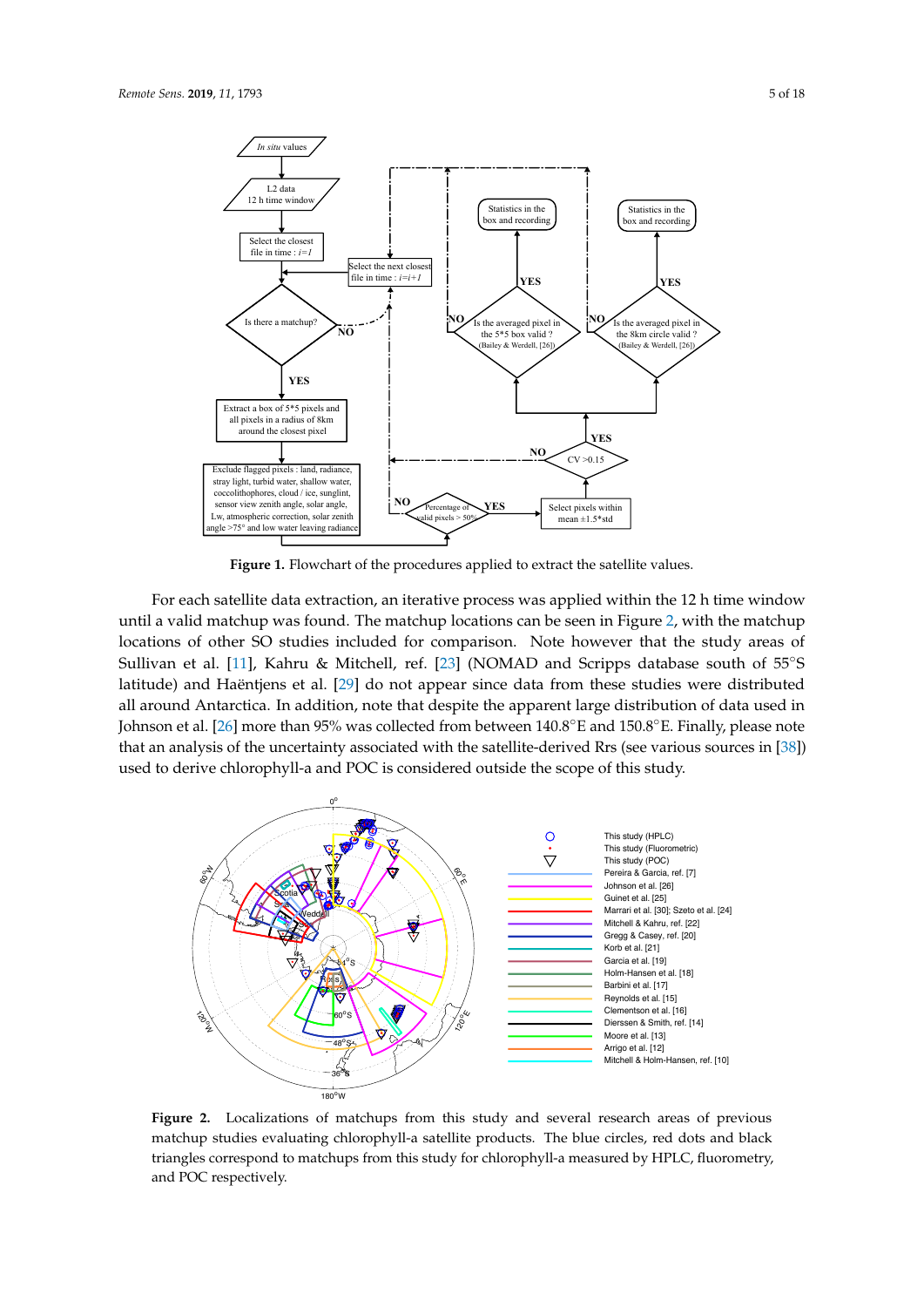**Figure 1.** Flowchart of the procedures applied to extract the satellite values.

For each satellite data extraction, an iterative process was applied within the 12 h time window until a valid matchup was found. The matchup locations can be seen in Figure 2, with the matchup locations of other SO studies included for comparison. Note however that the study areas of Sullivan et al. [11], Kahru & Mitchell, ref. [23] (NOMAD and Scripps database south of 55°S latitude) and Haëntjens et al. [29] do not appear since data from these studies were distributed all around Antarctica. In addition, note that despite the apparent large distribution of data used in Johnson et al. [26] more than 95% was collected from between 140.8°E and 150.8°E. Finally, please note that an analysis of the uncertainty associated with the satellite-derived Rrs (see various sources in [38]) used to derive chlorophyll-a and POC is considered outside the scope of this study.

**Figure 2.** Localizations of matchups from this study and several research areas of previous matchup studies evaluating chlorophyll-a satellite products. The blue circles, red dots and black triangles correspond to matchups from this study for chlorophyll-a measured by HPLC, fluorometry, and POC respectively.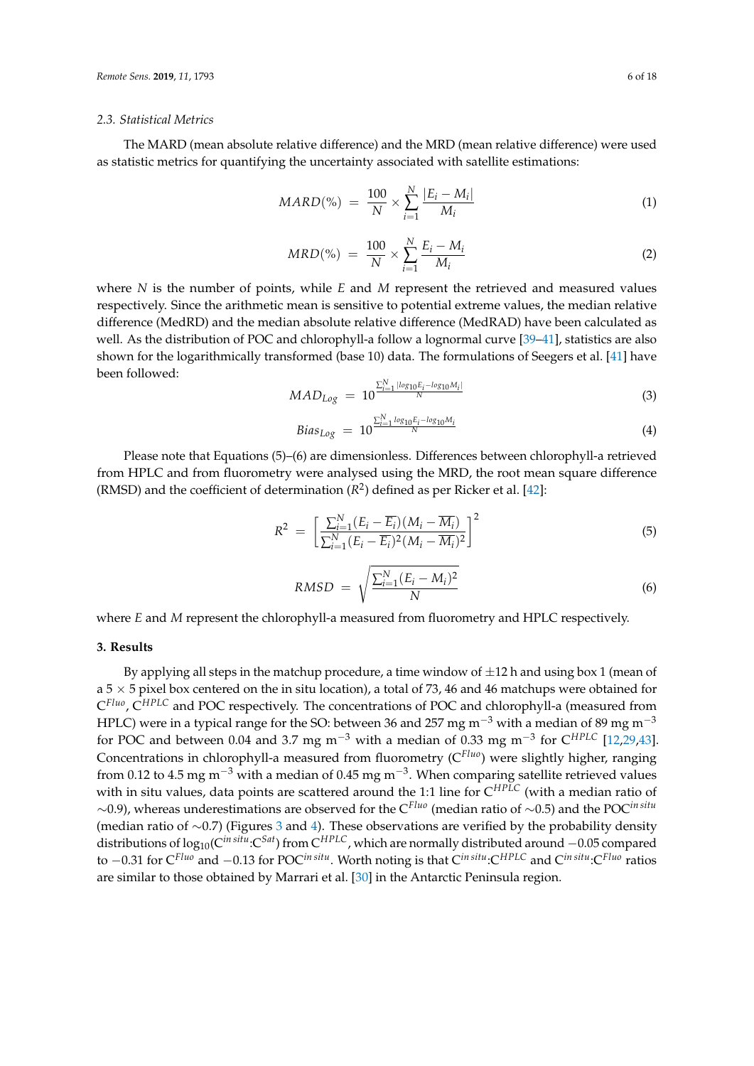### 2.3. Statistical Metrics

The MARD (mean absolute relative difference) and the MRD (mean relative difference) were used as statistic metrics for quantifying the uncertainty associated with satellite estimations:

$$MARD(\%) = \frac{100}{N} \times \sum_{i=1}^{N} \frac{|E_i - M_i|}{M_i} \tag{1}$$

$$MRD(\%) = \frac{100}{N} \times \sum_{i=1}^{N} \frac{E_i - M_i}{M_i} \tag{2}$$

where $N$ is the number of points, while $E$ and $M$ represent the retrieved and measured values respectively. Since the arithmetic mean is sensitive to potential extreme values, the median relative difference (MedRD) and the median absolute relative difference (MedRAD) have been calculated as well. As the distribution of POC and chlorophyll-a follow a lognormal curve [39–41], statistics are also shown for the logarithmically transformed (base 10) data. The formulations of Seegers et al. [41] have been followed:

$$MAD_{Log} = 10^{\frac{\sum_{i=1}^{N} |log_{10}E_i - log_{10}M_i|}{N}} \tag{3}$$

$$Bias_{Log} = 10^{\frac{\sum_{i=1}^{N} log_{10}E_i - log_{10}M_i}{N}} \tag{4}$$

Please note that Equations (5)–(6) are dimensionless. Differences between chlorophyll-a retrieved from HPLC and from fluorometry were analysed using the MRD, the root mean square difference (RMSD) and the coefficient of determination ($R^2$) defined as per Ricker et al. [42]:

$$R^2 = \left[ \frac{\sum_{i=1}^{N} (E_i - \overline{E_i})(M_i - \overline{M_i})}{\sum_{i=1}^{N} (E_i - \overline{E_i})^2 (M_i - \overline{M_i})^2} \right]^2 \tag{5}$$

$$RMSD = \sqrt{\frac{\sum_{i=1}^{N} (E_i - M_i)^2}{N}} \tag{6}$$

where $E$ and $M$ represent the chlorophyll-a measured from fluorometry and HPLC respectively.

## 3. Results

By applying all steps in the matchup procedure, a time window of ±12 h and using box 1 (mean of a 5 × 5 pixel box centered on the in situ location), a total of 73, 46 and 46 matchups were obtained for $C^{Fluo}$, $C^{HPLC}$ and POC respectively. The concentrations of POC and chlorophyll-a (measured from HPLC) were in a typical range for the SO: between 36 and 257 mg $m^{-3}$ with a median of 89 mg $m^{-3}$ for POC and between 0.04 and 3.7 mg $m^{-3}$ with a median of 0.33 mg $m^{-3}$ for $C^{HPLC}$ [12,29,43]. Concentrations in chlorophyll-a measured from fluorometry ($C^{Fluo}$) were slightly higher, ranging from 0.12 to 4.5 mg $m^{-3}$ with a median of 0.45 mg $m^{-3}$. When comparing satellite retrieved values with in situ values, data points are scattered around the 1:1 line for $C^{HPLC}$ (with a median ratio of ∼0.9), whereas underestimations are observed for the $C^{Fluo}$ (median ratio of ∼0.5) and the $POC^{in\,situ}$ (median ratio of ∼0.7) (Figures 3 and 4). These observations are verified by the probability density distributions of $\log_{10}(C^{in\,situ}:C^{Sat})$ from $C^{HPLC}$, which are normally distributed around −0.05 compared to −0.31 for $C^{Fluo}$ and −0.13 for $POC^{in\,situ}$. Worth noting is that $C^{in\,situ}:C^{HPLC}$ and $C^{in\,situ}:C^{Fluo}$ ratios are similar to those obtained by Marrari et al. [30] in the Antarctic Peninsula region.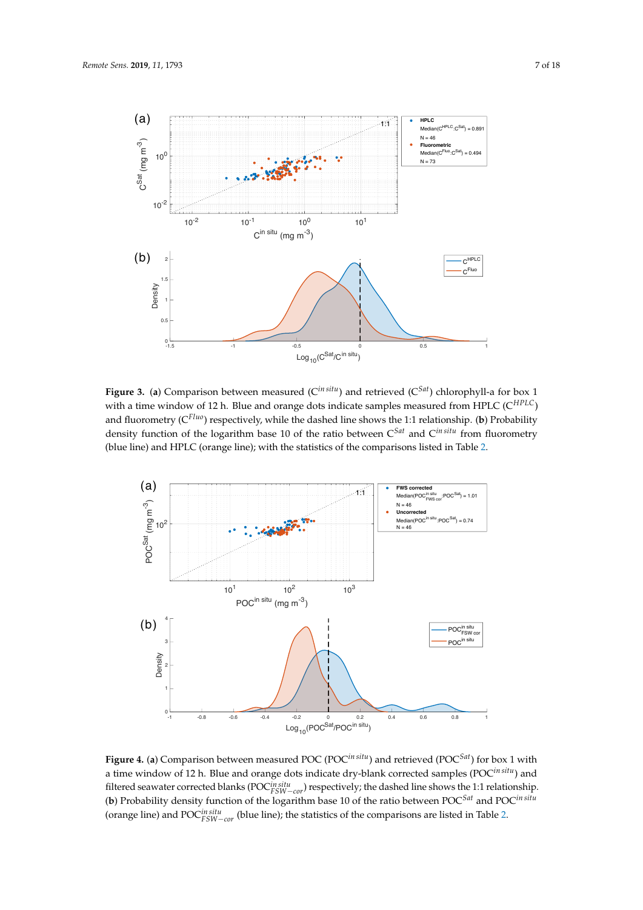**Figure 3.** (**a**) Comparison between measured ($C^{in\,situ}$) and retrieved ($C^{Sat}$) chlorophyll-a for box 1 with a time window of 12 h. Blue and orange dots indicate samples measured from HPLC ($C^{HPLC}$) and fluorometry ($C^{Fluo}$) respectively, while the dashed line shows the 1:1 relationship. (**b**) Probability density function of the logarithm base 10 of the ratio between $C^{Sat}$ and $C^{in\,situ}$ from fluorometry (blue line) and HPLC (orange line); with the statistics of the comparisons listed in Table 2.

**Figure 4.** (**a**) Comparison between measured POC ($POC^{in\,situ}$) and retrieved ($POC^{Sat}$) for box 1 with a time window of 12 h. Blue and orange dots indicate dry-blank corrected samples ($POC^{in\,situ}$) and filtered seawater corrected blanks ($POC^{in\,situ}_{FSW-cor}$) respectively; the dashed line shows the 1:1 relationship. (**b**) Probability density function of the logarithm base 10 of the ratio between $POC^{Sat}$ and $POC^{in\,situ}$ (orange line) and $POC^{in\,situ}_{FSW-cor}$ (blue line); the statistics of the comparisons are listed in Table 2.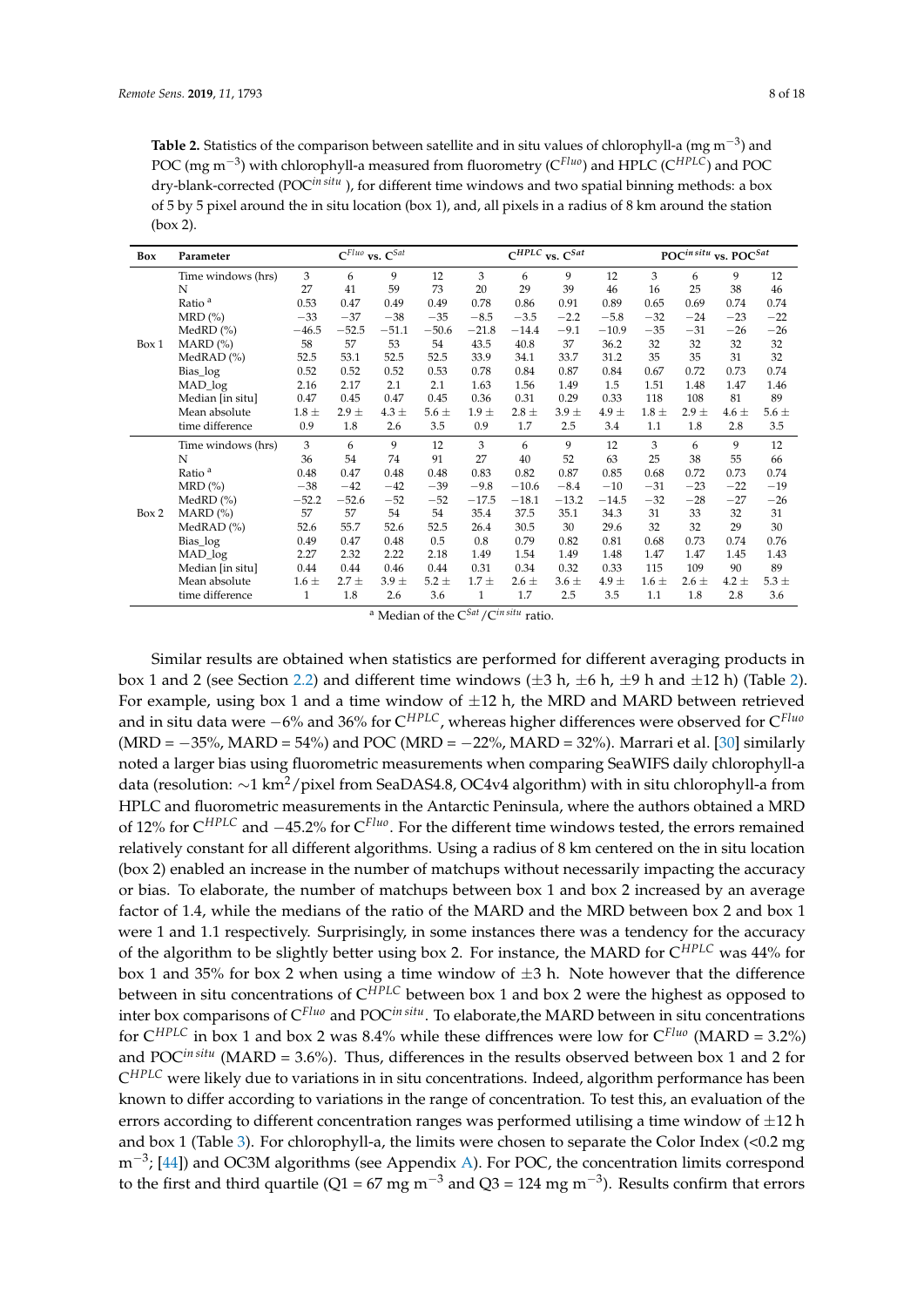**Table 2.** Statistics of the comparison between satellite and in situ values of chlorophyll-a (mg m$^{-3}$) and POC (mg m$^{-3}$) with chlorophyll-a measured from fluorometry ($C^{Fluo}$) and HPLC ($C^{HPLC}$) and POC dry-blank-corrected ($POC^{in\,situ}$ ), for different time windows and two spatial binning methods: a box of 5 by 5 pixel around the in situ location (box 1), and, all pixels in a radius of 8 km around the station (box 2).

| Box | Parameter | $C^{Fluo}$ vs. $C^{Sat}$ | | | | $C^{HPLC}$ vs. $C^{Sat}$ | | | | $POC^{in\,situ}$ vs. $POC^{Sat}$ | | | |
|---|---|---|---|---|---|---|---|---|---|---|---|---|---|
| Box 1 | Time windows (hrs) | 3 | 6 | 9 | 12 | 3 | 6 | 9 | 12 | 3 | 6 | 9 | 12 |
| | N | 27 | 41 | 59 | 73 | 20 | 29 | 39 | 46 | 16 | 25 | 38 | 46 |
| | Ratio [a] | 0.53 | 0.47 | 0.49 | 0.49 | 0.78 | 0.86 | 0.91 | 0.89 | 0.65 | 0.69 | 0.74 | 0.74 |
| | MRD (%) | −33 | −37 | −38 | −35 | −8.5 | −3.5 | −2.2 | −5.8 | −32 | −24 | −23 | −22 |
| | MedRD (%) | −46.5 | −52.5 | −51.1 | −50.6 | −21.8 | −14.4 | −9.1 | −10.9 | −35 | −31 | −26 | −26 |
| | MARD (%) | 58 | 57 | 53 | 54 | 43.5 | 40.8 | 37 | 36.2 | 32 | 32 | 32 | 32 |
| | MedRAD (%) | 52.5 | 53.1 | 52.5 | 52.5 | 33.9 | 34.1 | 33.7 | 31.2 | 35 | 35 | 31 | 32 |
| | Bias_log | 0.52 | 0.52 | 0.52 | 0.53 | 0.78 | 0.84 | 0.87 | 0.84 | 0.67 | 0.72 | 0.73 | 0.74 |
| | MAD_log | 2.16 | 2.17 | 2.1 | 2.1 | 1.63 | 1.56 | 1.49 | 1.5 | 1.51 | 1.48 | 1.47 | 1.46 |
| | Median [in situ] | 0.47 | 0.45 | 0.47 | 0.45 | 0.36 | 0.31 | 0.29 | 0.33 | 118 | 108 | 81 | 89 |
| | Mean absolute time difference | 1.8 ± 0.9 | 2.9 ± 1.8 | 4.3 ± 2.6 | 5.6 ± 3.5 | 1.9 ± 0.9 | 2.8 ± 1.7 | 3.9 ± 2.5 | 4.9 ± 3.4 | 1.8 ± 1.1 | 2.9 ± 1.8 | 4.6 ± 2.8 | 5.6 ± 3.5 |
| Box 2 | Time windows (hrs) | 3 | 6 | 9 | 12 | 3 | 6 | 9 | 12 | 3 | 6 | 9 | 12 |
| | N | 36 | 54 | 74 | 91 | 27 | 40 | 52 | 63 | 25 | 38 | 55 | 66 |
| | Ratio [a] | 0.48 | 0.47 | 0.48 | 0.48 | 0.83 | 0.82 | 0.87 | 0.85 | 0.68 | 0.72 | 0.73 | 0.74 |
| | MRD (%) | −38 | −42 | −42 | −39 | −9.8 | −10.6 | −8.4 | −10 | −31 | −23 | −22 | −19 |
| | MedRD (%) | −52.2 | −52.6 | −52 | −52 | −17.5 | −18.1 | −13.2 | −14.5 | −32 | −28 | −27 | −26 |
| | MARD (%) | 57 | 57 | 54 | 54 | 35.4 | 37.5 | 35.1 | 34.3 | 31 | 33 | 32 | 31 |
| | MedRAD (%) | 52.6 | 55.7 | 52.6 | 52.5 | 26.4 | 30.5 | 30 | 29.6 | 32 | 32 | 29 | 30 |
| | Bias_log | 0.49 | 0.47 | 0.48 | 0.5 | 0.8 | 0.79 | 0.82 | 0.81 | 0.68 | 0.73 | 0.74 | 0.76 |
| | MAD_log | 2.27 | 2.32 | 2.22 | 2.18 | 1.49 | 1.54 | 1.49 | 1.48 | 1.47 | 1.47 | 1.45 | 1.43 |
| | Median [in situ] | 0.44 | 0.44 | 0.46 | 0.44 | 0.31 | 0.34 | 0.32 | 0.33 | 115 | 109 | 90 | 89 |
| | Mean absolute time difference | 1.6 ± 1 | 2.7 ± 1.8 | 3.9 ± 2.6 | 5.2 ± 3.6 | 1.7 ± 1 | 2.6 ± 1.7 | 3.6 ± 2.5 | 4.9 ± 3.5 | 1.6 ± 1.1 | 2.6 ± 1.8 | 4.2 ± 2.8 | 5.3 ± 3.6 |

[a] Median of the $C^{Sat}/C^{in\,situ}$ ratio.

Similar results are obtained when statistics are performed for different averaging products in box 1 and 2 (see Section 2.2) and different time windows (±3 h, ±6 h, ±9 h and ±12 h) (Table 2). For example, using box 1 and a time window of ±12 h, the MRD and MARD between retrieved and in situ data were −6% and 36% for $C^{HPLC}$, whereas higher differences were observed for $C^{Fluo}$ (MRD = −35%, MARD = 54%) and POC (MRD = −22%, MARD = 32%). Marrari et al. [30] similarly noted a larger bias using fluorometric measurements when comparing SeaWIFS daily chlorophyll-a data (resolution: ∼1 km$^2$/pixel from SeaDAS4.8, OC4v4 algorithm) with in situ chlorophyll-a from HPLC and fluorometric measurements in the Antarctic Peninsula, where the authors obtained a MRD of 12% for $C^{HPLC}$ and −45.2% for $C^{Fluo}$. For the different time windows tested, the errors remained relatively constant for all different algorithms. Using a radius of 8 km centered on the in situ location (box 2) enabled an increase in the number of matchups without necessarily impacting the accuracy or bias. To elaborate, the number of matchups between box 1 and box 2 increased by an average factor of 1.4, while the medians of the ratio of the MARD and the MRD between box 2 and box 1 were 1 and 1.1 respectively. Surprisingly, in some instances there was a tendency for the accuracy of the algorithm to be slightly better using box 2. For instance, the MARD for $C^{HPLC}$ was 44% for box 1 and 35% for box 2 when using a time window of ±3 h. Note however that the difference between in situ concentrations of $C^{HPLC}$ between box 1 and box 2 were the highest as opposed to inter box comparisons of $C^{Fluo}$ and $POC^{in\,situ}$. To elaborate,the MARD between in situ concentrations for $C^{HPLC}$ in box 1 and box 2 was 8.4% while these diffrences were low for $C^{Fluo}$ (MARD = 3.2%) and $POC^{in\,situ}$ (MARD = 3.6%). Thus, differences in the results observed between box 1 and 2 for $C^{HPLC}$ were likely due to variations in in situ concentrations. Indeed, algorithm performance has been known to differ according to variations in the range of concentration. To test this, an evaluation of the errors according to different concentration ranges was performed utilising a time window of ±12 h and box 1 (Table 3). For chlorophyll-a, the limits were chosen to separate the Color Index (<0.2 mg m$^{-3}$; [44]) and OC3M algorithms (see Appendix A). For POC, the concentration limits correspond to the first and third quartile (Q1 = 67 mg m$^{-3}$ and Q3 = 124 mg m$^{-3}$). Results confirm that errors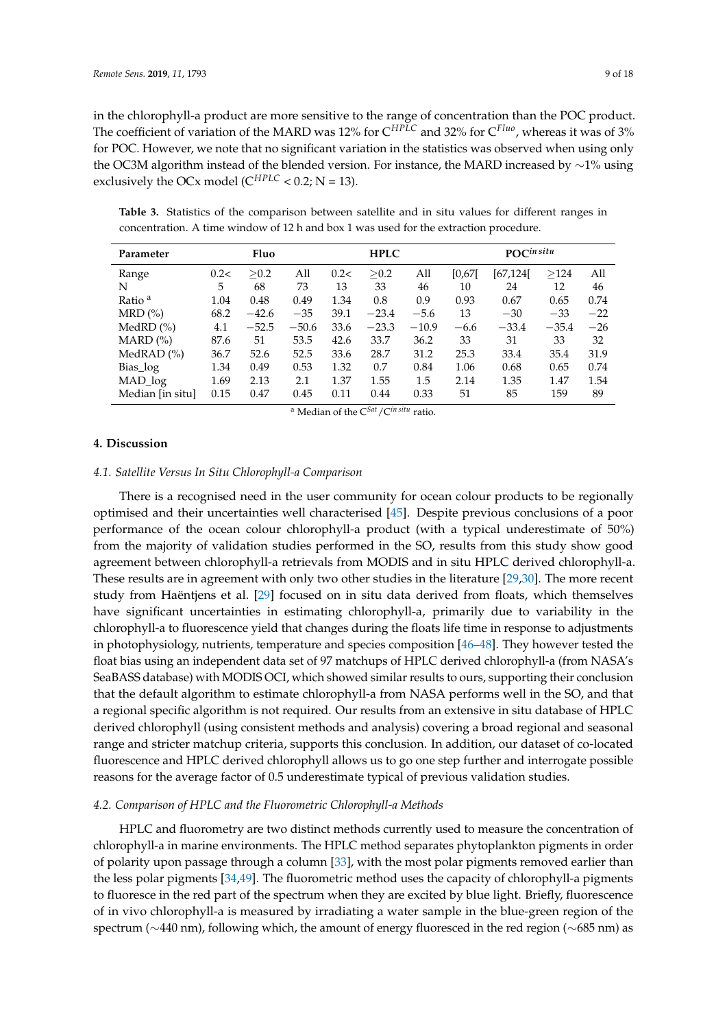in the chlorophyll-a product are more sensitive to the range of concentration than the POC product. The coefficient of variation of the MARD was 12% for $C^{HPLC}$ and 32% for $C^{Fluo}$, whereas it was of 3% for POC. However, we note that no significant variation in the statistics was observed when using only the OC3M algorithm instead of the blended version. For instance, the MARD increased by ∼1% using exclusively the OCx model ($C^{HPLC}$ < 0.2; N = 13).

**Table 3.** Statistics of the comparison between satellite and in situ values for different ranges in concentration. A time window of 12 h and box 1 was used for the extraction procedure.

| Parameter | Fluo | | | HPLC | | | $POC^{in\,situ}$ | | | |
|---|---|---|---|---|---|---|---|---|---|---|
| Range | 0.2< | ≥0.2 | All | 0.2< | ≥0.2 | All | [0,67[ | [67,124[ | ≥124 | All |
| N | 5 | 68 | 73 | 13 | 33 | 46 | 10 | 24 | 12 | 46 |
| Ratio [a] | 1.04 | 0.48 | 0.49 | 1.34 | 0.8 | 0.9 | 0.93 | 0.67 | 0.65 | 0.74 |
| MRD (%) | 68.2 | −42.6 | −35 | 39.1 | −23.4 | −5.6 | 13 | −30 | −33 | −22 |
| MedRD (%) | 4.1 | −52.5 | −50.6 | 33.6 | −23.3 | −10.9 | −6.6 | −33.4 | −35.4 | −26 |
| MARD (%) | 87.6 | 51 | 53.5 | 42.6 | 33.7 | 36.2 | 33 | 31 | 33 | 32 |
| MedRAD (%) | 36.7 | 52.6 | 52.5 | 33.6 | 28.7 | 31.2 | 25.3 | 33.4 | 35.4 | 31.9 |
| Bias_log | 1.34 | 0.49 | 0.53 | 1.32 | 0.7 | 0.84 | 1.06 | 0.68 | 0.65 | 0.74 |
| MAD_log | 1.69 | 2.13 | 2.1 | 1.37 | 1.55 | 1.5 | 2.14 | 1.35 | 1.47 | 1.54 |
| Median [in situ] | 0.15 | 0.47 | 0.45 | 0.11 | 0.44 | 0.33 | 51 | 85 | 159 | 89 |

[a] Median of the $C^{Sat}/C^{in\,situ}$ ratio.

## 4. Discussion

### *4.1. Satellite Versus In Situ Chlorophyll-a Comparison*

There is a recognised need in the user community for ocean colour products to be regionally optimised and their uncertainties well characterised [45]. Despite previous conclusions of a poor performance of the ocean colour chlorophyll-a product (with a typical underestimate of 50%) from the majority of validation studies performed in the SO, results from this study show good agreement between chlorophyll-a retrievals from MODIS and in situ HPLC derived chlorophyll-a. These results are in agreement with only two other studies in the literature [29,30]. The more recent study from Haëntjens et al. [29] focused on in situ data derived from floats, which themselves have significant uncertainties in estimating chlorophyll-a, primarily due to variability in the chlorophyll-a to fluorescence yield that changes during the floats life time in response to adjustments in photophysiology, nutrients, temperature and species composition [46–48]. They however tested the float bias using an independent data set of 97 matchups of HPLC derived chlorophyll-a (from NASA's SeaBASS database) with MODIS OCI, which showed similar results to ours, supporting their conclusion that the default algorithm to estimate chlorophyll-a from NASA performs well in the SO, and that a regional specific algorithm is not required. Our results from an extensive in situ database of HPLC derived chlorophyll (using consistent methods and analysis) covering a broad regional and seasonal range and stricter matchup criteria, supports this conclusion. In addition, our dataset of co-located fluorescence and HPLC derived chlorophyll allows us to go one step further and interrogate possible reasons for the average factor of 0.5 underestimate typical of previous validation studies.

### *4.2. Comparison of HPLC and the Fluorometric Chlorophyll-a Methods*

HPLC and fluorometry are two distinct methods currently used to measure the concentration of chlorophyll-a in marine environments. The HPLC method separates phytoplankton pigments in order of polarity upon passage through a column [33], with the most polar pigments removed earlier than the less polar pigments [34,49]. The fluorometric method uses the capacity of chlorophyll-a pigments to fluoresce in the red part of the spectrum when they are excited by blue light. Briefly, fluorescence of in vivo chlorophyll-a is measured by irradiating a water sample in the blue-green region of the spectrum (∼440 nm), following which, the amount of energy fluoresced in the red region (∼685 nm) as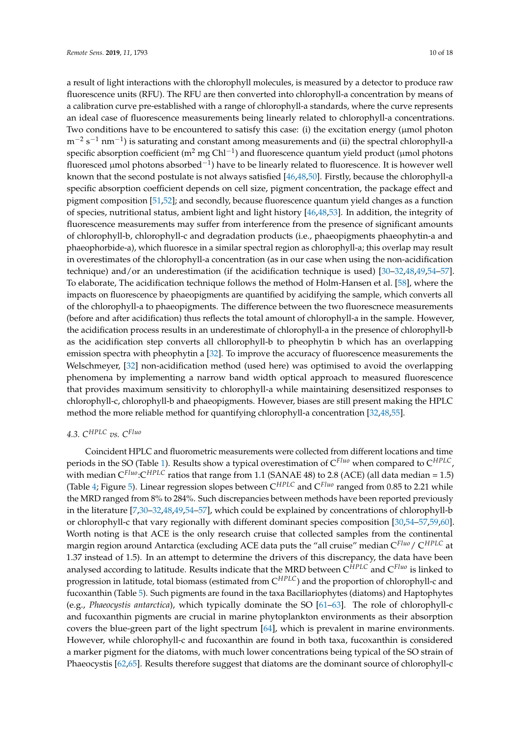a result of light interactions with the chlorophyll molecules, is measured by a detector to produce raw fluorescence units (RFU). The RFU are then converted into chlorophyll-a concentration by means of a calibration curve pre-established with a range of chlorophyll-a standards, where the curve represents an ideal case of fluorescence measurements being linearly related to chlorophyll-a concentrations. Two conditions have to be encountered to satisfy this case: (i) the excitation energy (μmol photon $m^{-2}$ $s^{-1}$ $nm^{-1}$) is saturating and constant among measurements and (ii) the spectral chlorophyll-a specific absorption coefficient ($m^2$ mg $Chl^{-1}$) and fluorescence quantum yield product (μmol photons fluoresced μmol photons $absorbed^{-1}$) have to be linearly related to fluorescence. It is however well known that the second postulate is not always satisfied [46,48,50]. Firstly, because the chlorophyll-a specific absorption coefficient depends on cell size, pigment concentration, the package effect and pigment composition [51,52]; and secondly, because fluorescence quantum yield changes as a function of species, nutritional status, ambient light and light history [46,48,53]. In addition, the integrity of fluorescence measurements may suffer from interference from the presence of significant amounts of chlorophyll-b, chlorophyll-c and degradation products (i.e., phaeopigments phaeophytin-a and phaeophorbide-a), which fluoresce in a similar spectral region as chlorophyll-a; this overlap may result in overestimates of the chlorophyll-a concentration (as in our case when using the non-acidification technique) and/or an underestimation (if the acidification technique is used) [30–32,48,49,54–57]. To elaborate, The acidification technique follows the method of Holm-Hansen et al. [58], where the impacts on fluorescence by phaeopigments are quantified by acidifying the sample, which converts all of the chlorophyll-a to phaeopigments. The difference between the two fluorescnece measurements (before and after acidification) thus reflects the total amount of chlorophyll-a in the sample. However, the acidification process results in an underestimate of chlorophyll-a in the presence of chlorophyll-b as the acidification step converts all chllorophyll-b to pheophytin b which has an overlapping emission spectra with pheophytin a [32]. To improve the accuracy of fluorescence measurements the Welschmeyer, [32] non-acidification method (used here) was optimised to avoid the overlapping phenomena by implementing a narrow band width optical approach to measured fluorescence that provides maximum sensitivity to chlorophyll-a while maintaining desensitized responses to chlorophyll-c, chlorophyll-b and phaeopigments. However, biases are still present making the HPLC method the more reliable method for quantifying chlorophyll-a concentration [32,48,55].

### 4.3. $C^{HPLC}$ *vs.* $C^{Fluo}$

Coincident HPLC and fluorometric measurements were collected from different locations and time periods in the SO (Table 1). Results show a typical overestimation of $C^{Fluo}$ when compared to $C^{HPLC}$, with median $C^{Fluo}$:$C^{HPLC}$ ratios that range from 1.1 (SANAE 48) to 2.8 (ACE) (all data median = 1.5) (Table 4; Figure 5). Linear regression slopes between $C^{HPLC}$ and $C^{Fluo}$ ranged from 0.85 to 2.21 while the MRD ranged from 8% to 284%. Such discrepancies between methods have been reported previously in the literature [7,30–32,48,49,54–57], which could be explained by concentrations of chlorophyll-b or chlorophyll-c that vary regionally with different dominant species composition [30,54–57,59,60]. Worth noting is that ACE is the only research cruise that collected samples from the continental margin region around Antarctica (excluding ACE data puts the "all cruise" median $C^{Fluo}$/ $C^{HPLC}$ at 1.37 instead of 1.5). In an attempt to determine the drivers of this discrepancy, the data have been analysed according to latitude. Results indicate that the MRD between $C^{HPLC}$ and $C^{Fluo}$ is linked to progression in latitude, total biomass (estimated from $C^{HPLC}$) and the proportion of chlorophyll-c and fucoxanthin (Table 5). Such pigments are found in the taxa Bacillariophytes (diatoms) and Haptophytes (e.g., *Phaeocystis antarctica*), which typically dominate the SO [61–63]. The role of chlorophyll-c and fucoxanthin pigments are crucial in marine phytoplankton environments as their absorption covers the blue-green part of the light spectrum [64], which is prevalent in marine environments. However, while chlorophyll-c and fucoxanthin are found in both taxa, fucoxanthin is considered a marker pigment for the diatoms, with much lower concentrations being typical of the SO strain of Phaeocystis [62,65]. Results therefore suggest that diatoms are the dominant source of chlorophyll-c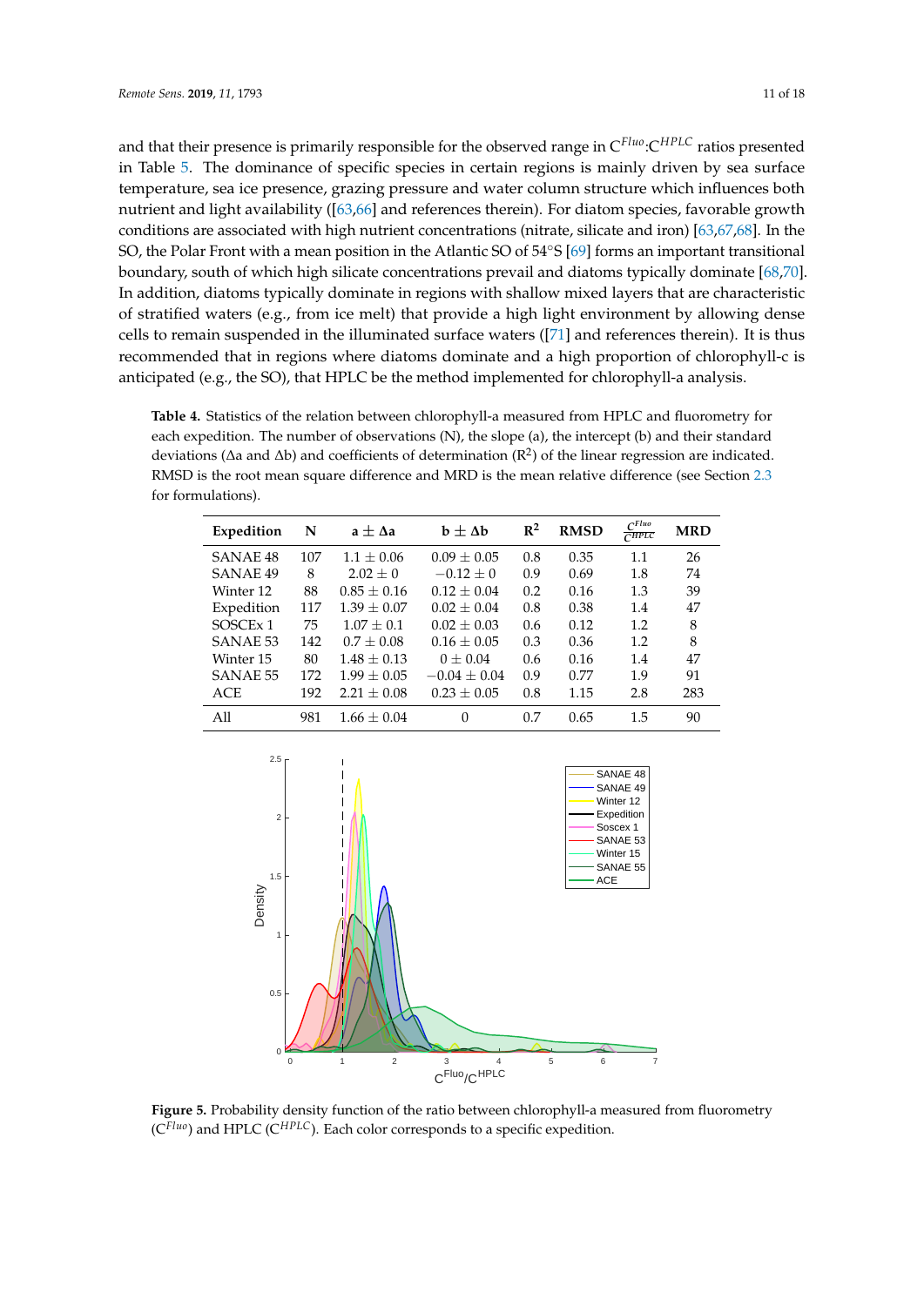and that their presence is primarily responsible for the observed range in $C^{Fluo}$:$C^{HPLC}$ ratios presented in Table 5. The dominance of specific species in certain regions is mainly driven by sea surface temperature, sea ice presence, grazing pressure and water column structure which influences both nutrient and light availability ([63,66] and references therein). For diatom species, favorable growth conditions are associated with high nutrient concentrations (nitrate, silicate and iron) [63,67,68]. In the SO, the Polar Front with a mean position in the Atlantic SO of 54°S [69] forms an important transitional boundary, south of which high silicate concentrations prevail and diatoms typically dominate [68,70]. In addition, diatoms typically dominate in regions with shallow mixed layers that are characteristic of stratified waters (e.g., from ice melt) that provide a high light environment by allowing dense cells to remain suspended in the illuminated surface waters ([71] and references therein). It is thus recommended that in regions where diatoms dominate and a high proportion of chlorophyll-c is anticipated (e.g., the SO), that HPLC be the method implemented for chlorophyll-a analysis.

**Table 4.** Statistics of the relation between chlorophyll-a measured from HPLC and fluorometry for each expedition. The number of observations (N), the slope (a), the intercept (b) and their standard deviations (Δa and Δb) and coefficients of determination ($R^2$) of the linear regression are indicated. RMSD is the root mean square difference and MRD is the mean relative difference (see Section 2.3 for formulations).

| Expedition | N | $a \pm \Delta a$ | $b \pm \Delta b$ | $R^2$ | RMSD | $\frac{C^{Fluo}}{C^{HPLC}}$ | MRD |
|---|---|---|---|---|---|---|---|
| SANAE 48 | 107 | 1.1 ± 0.06 | 0.09 ± 0.05 | 0.8 | 0.35 | 1.1 | 26 |
| SANAE 49 | 8 | 2.02 ± 0 | −0.12 ± 0 | 0.9 | 0.69 | 1.8 | 74 |
| Winter 12 | 88 | 0.85 ± 0.16 | 0.12 ± 0.04 | 0.2 | 0.16 | 1.3 | 39 |
| Expedition | 117 | 1.39 ± 0.07 | 0.02 ± 0.04 | 0.8 | 0.38 | 1.4 | 47 |
| SOSCEx 1 | 75 | 1.07 ± 0.1 | 0.02 ± 0.03 | 0.6 | 0.12 | 1.2 | 8 |
| SANAE 53 | 142 | 0.7 ± 0.08 | 0.16 ± 0.05 | 0.3 | 0.36 | 1.2 | 8 |
| Winter 15 | 80 | 1.48 ± 0.13 | 0 ± 0.04 | 0.6 | 0.16 | 1.4 | 47 |
| SANAE 55 | 172 | 1.99 ± 0.05 | −0.04 ± 0.04 | 0.9 | 0.77 | 1.9 | 91 |
| ACE | 192 | 2.21 ± 0.08 | 0.23 ± 0.05 | 0.8 | 1.15 | 2.8 | 283 |
| All | 981 | 1.66 ± 0.04 | 0 | 0.7 | 0.65 | 1.5 | 90 |

**Figure 5.** Probability density function of the ratio between chlorophyll-a measured from fluorometry ($C^{Fluo}$) and HPLC ($C^{HPLC}$). Each color corresponds to a specific expedition.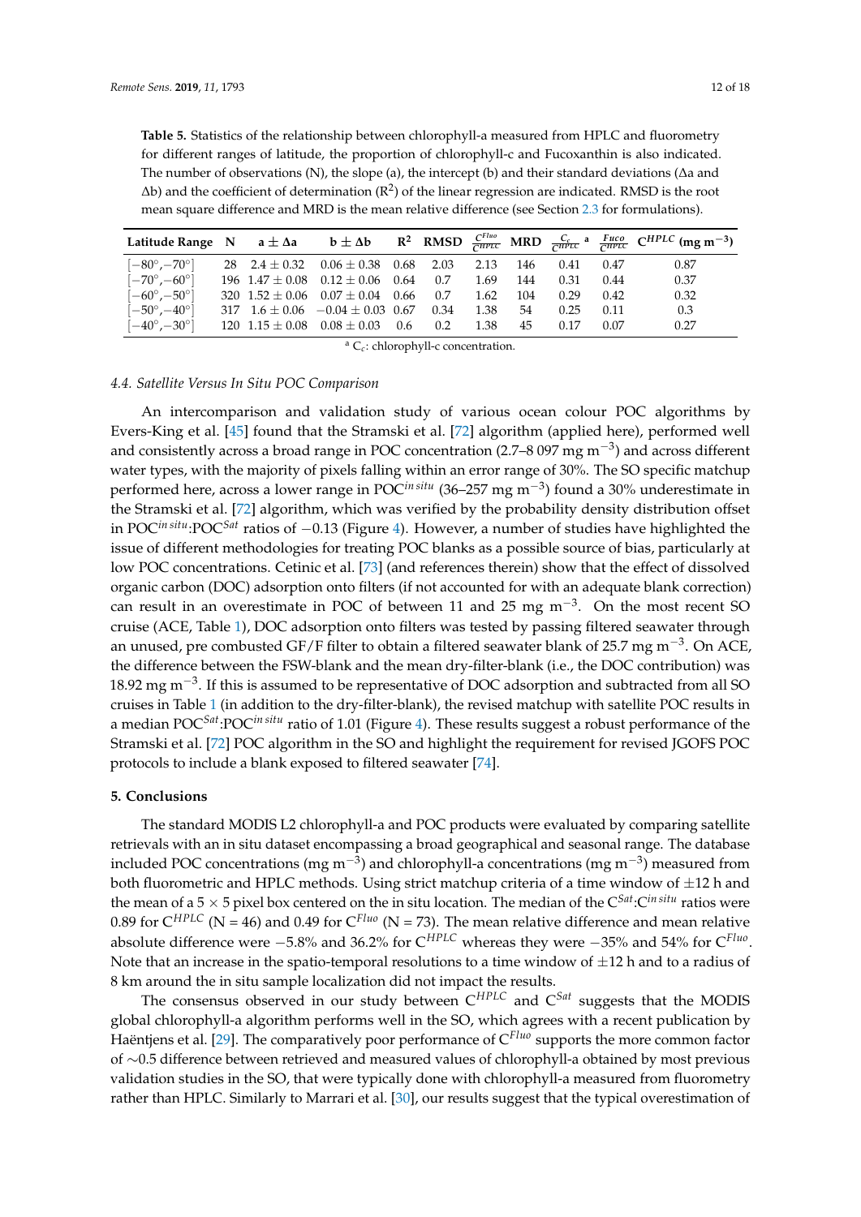**Table 5.** Statistics of the relationship between chlorophyll-a measured from HPLC and fluorometry for different ranges of latitude, the proportion of chlorophyll-c and Fucoxanthin is also indicated. The number of observations (N), the slope (a), the intercept (b) and their standard deviations (Δa and Δb) and the coefficient of determination ($R^2$) of the linear regression are indicated. RMSD is the root mean square difference and MRD is the mean relative difference (see Section 2.3 for formulations).

| Latitude Range | N | a ± Δa | b ± Δb | $R^2$ | RMSD | $\frac{C^{Fluo}}{C^{HPLC}}$ | MRD | $\frac{C_c}{C^{HPLC}}$ [a] | $\frac{Fuco}{C^{HPLC}}$ | $C^{HPLC}$ (mg m$^{-3}$) |
|---|---|---|---|---|---|---|---|---|---|---|
| [−80°,−70°] | 28 | 2.4 ± 0.32 | 0.06 ± 0.38 | 0.68 | 2.03 | 2.13 | 146 | 0.41 | 0.47 | 0.87 |
| [−70°,−60°] | 196 | 1.47 ± 0.08 | 0.12 ± 0.06 | 0.64 | 0.7 | 1.69 | 144 | 0.31 | 0.44 | 0.37 |
| [−60°,−50°] | 320 | 1.52 ± 0.06 | 0.07 ± 0.04 | 0.66 | 0.7 | 1.62 | 104 | 0.29 | 0.42 | 0.32 |
| [−50°,−40°] | 317 | 1.6 ± 0.06 | −0.04 ± 0.03 | 0.67 | 0.34 | 1.38 | 54 | 0.25 | 0.11 | 0.3 |
| [−40°,−30°] | 120 | 1.15 ± 0.08 | 0.08 ± 0.03 | 0.6 | 0.2 | 1.38 | 45 | 0.17 | 0.07 | 0.27 |

[a] $C_c$: chlorophyll-c concentration.

### 4.4. Satellite Versus In Situ POC Comparison

An intercomparison and validation study of various ocean colour POC algorithms by Evers-King et al. [45] found that the Stramski et al. [72] algorithm (applied here), performed well and consistently across a broad range in POC concentration (2.7–8 097 mg m$^{-3}$) and across different water types, with the majority of pixels falling within an error range of 30%. The SO specific matchup performed here, across a lower range in POC$^{in\,situ}$ (36–257 mg m$^{-3}$) found a 30% underestimate in the Stramski et al. [72] algorithm, which was verified by the probability density distribution offset in POC$^{in\,situ}$:POC$^{Sat}$ ratios of −0.13 (Figure 4). However, a number of studies have highlighted the issue of different methodologies for treating POC blanks as a possible source of bias, particularly at low POC concentrations. Cetinic et al. [73] (and references therein) show that the effect of dissolved organic carbon (DOC) adsorption onto filters (if not accounted for with an adequate blank correction) can result in an overestimate in POC of between 11 and 25 mg m$^{-3}$. On the most recent SO cruise (ACE, Table 1), DOC adsorption onto filters was tested by passing filtered seawater through an unused, pre combusted GF/F filter to obtain a filtered seawater blank of 25.7 mg m$^{-3}$. On ACE, the difference between the FSW-blank and the mean dry-filter-blank (i.e., the DOC contribution) was 18.92 mg m$^{-3}$. If this is assumed to be representative of DOC adsorption and subtracted from all SO cruises in Table 1 (in addition to the dry-filter-blank), the revised matchup with satellite POC results in a median POC$^{Sat}$:POC$^{in\,situ}$ ratio of 1.01 (Figure 4). These results suggest a robust performance of the Stramski et al. [72] POC algorithm in the SO and highlight the requirement for revised JGOFS POC protocols to include a blank exposed to filtered seawater [74].

## 5. Conclusions

The standard MODIS L2 chlorophyll-a and POC products were evaluated by comparing satellite retrievals with an in situ dataset encompassing a broad geographical and seasonal range. The database included POC concentrations (mg m$^{-3}$) and chlorophyll-a concentrations (mg m$^{-3}$) measured from both fluorometric and HPLC methods. Using strict matchup criteria of a time window of ±12 h and the mean of a 5 × 5 pixel box centered on the in situ location. The median of the C$^{Sat}$:C$^{in\,situ}$ ratios were 0.89 for C$^{HPLC}$ (N = 46) and 0.49 for C$^{Fluo}$ (N = 73). The mean relative difference and mean relative absolute difference were −5.8% and 36.2% for C$^{HPLC}$ whereas they were −35% and 54% for C$^{Fluo}$. Note that an increase in the spatio-temporal resolutions to a time window of ±12 h and to a radius of 8 km around the in situ sample localization did not impact the results.

The consensus observed in our study between C$^{HPLC}$ and C$^{Sat}$ suggests that the MODIS global chlorophyll-a algorithm performs well in the SO, which agrees with a recent publication by Haëntjens et al. [29]. The comparatively poor performance of C$^{Fluo}$ supports the more common factor of ∼0.5 difference between retrieved and measured values of chlorophyll-a obtained by most previous validation studies in the SO, that were typically done with chlorophyll-a measured from fluorometry rather than HPLC. Similarly to Marrari et al. [30], our results suggest that the typical overestimation of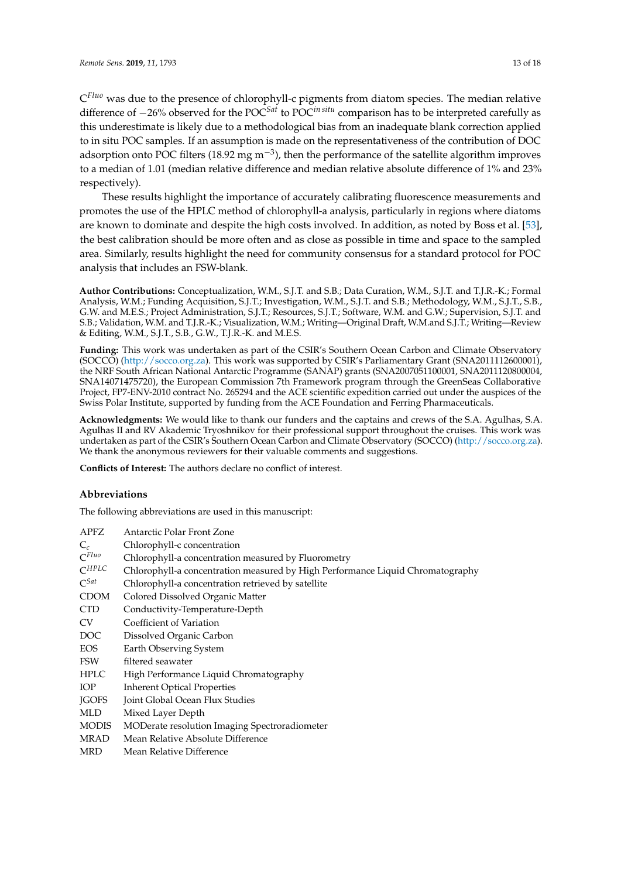$C^{Fluo}$ was due to the presence of chlorophyll-c pigments from diatom species. The median relative difference of −26% observed for the $POC^{Sat}$ to $POC^{in\,situ}$ comparison has to be interpreted carefully as this underestimate is likely due to a methodological bias from an inadequate blank correction applied to in situ POC samples. If an assumption is made on the representativeness of the contribution of DOC adsorption onto POC filters (18.92 mg $m^{-3}$), then the performance of the satellite algorithm improves to a median of 1.01 (median relative difference and median relative absolute difference of 1% and 23% respectively).

These results highlight the importance of accurately calibrating fluorescence measurements and promotes the use of the HPLC method of chlorophyll-a analysis, particularly in regions where diatoms are known to dominate and despite the high costs involved. In addition, as noted by Boss et al. [53], the best calibration should be more often and as close as possible in time and space to the sampled area. Similarly, results highlight the need for community consensus for a standard protocol for POC analysis that includes an FSW-blank.

**Author Contributions:** Conceptualization, W.M., S.J.T. and S.B.; Data Curation, W.M., S.J.T. and T.J.R.-K.; Formal Analysis, W.M.; Funding Acquisition, S.J.T.; Investigation, W.M., S.J.T. and S.B.; Methodology, W.M., S.J.T., S.B., G.W. and M.E.S.; Project Administration, S.J.T.; Resources, S.J.T.; Software, W.M. and G.W.; Supervision, S.J.T. and S.B.; Validation, W.M. and T.J.R.-K.; Visualization, W.M.; Writing—Original Draft, W.M.and S.J.T.; Writing—Review & Editing, W.M., S.J.T., S.B., G.W., T.J.R.-K. and M.E.S.

**Funding:** This work was undertaken as part of the CSIR's Southern Ocean Carbon and Climate Observatory (SOCCO) (http://socco.org.za). This work was supported by CSIR's Parliamentary Grant (SNA2011112600001), the NRF South African National Antarctic Programme (SANAP) grants (SNA2007051100001, SNA2011120800004, SNA14071475720), the European Commission 7th Framework program through the GreenSeas Collaborative Project, FP7-ENV-2010 contract No. 265294 and the ACE scientific expedition carried out under the auspices of the Swiss Polar Institute, supported by funding from the ACE Foundation and Ferring Pharmaceuticals.

**Acknowledgments:** We would like to thank our funders and the captains and crews of the S.A. Agulhas, S.A. Agulhas II and RV Akademic Tryoshnikov for their professional support throughout the cruises. This work was undertaken as part of the CSIR's Southern Ocean Carbon and Climate Observatory (SOCCO) (http://socco.org.za). We thank the anonymous reviewers for their valuable comments and suggestions.

**Conflicts of Interest:** The authors declare no conflict of interest.

## Abbreviations

The following abbreviations are used in this manuscript:

| | |
|---|---|
| APFZ | Antarctic Polar Front Zone |
| $C_c$ | Chlorophyll-c concentration |
| $C^{Fluo}$ | Chlorophyll-a concentration measured by Fluorometry |
| $C^{HPLC}$ | Chlorophyll-a concentration measured by High Performance Liquid Chromatography |
| $C^{Sat}$ | Chlorophyll-a concentration retrieved by satellite |
| CDOM | Colored Dissolved Organic Matter |
| CTD | Conductivity-Temperature-Depth |
| CV | Coefficient of Variation |
| DOC | Dissolved Organic Carbon |
| EOS | Earth Observing System |
| FSW | filtered seawater |
| HPLC | High Performance Liquid Chromatography |
| IOP | Inherent Optical Properties |
| JGOFS | Joint Global Ocean Flux Studies |
| MLD | Mixed Layer Depth |
| MODIS | MODerate resolution Imaging Spectroradiometer |
| MRAD | Mean Relative Absolute Difference |
| MRD | Mean Relative Difference |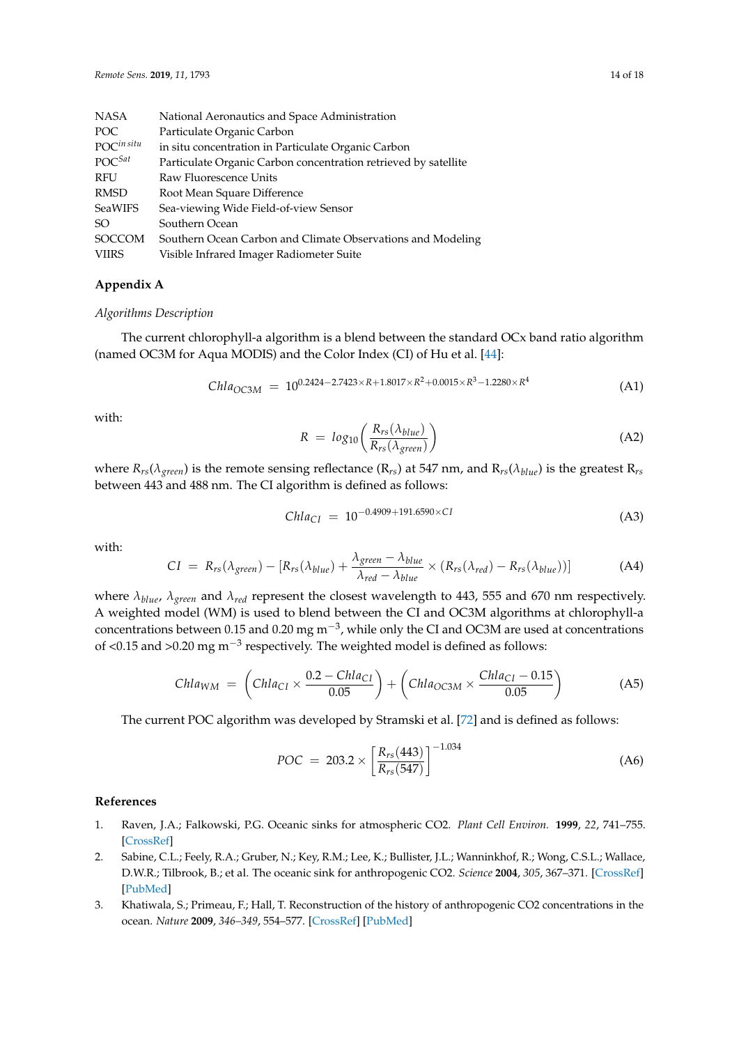| | |
|---|---|
| NASA | National Aeronautics and Space Administration |
| POC | Particulate Organic Carbon |
| $POC^{in\,situ}$ | in situ concentration in Particulate Organic Carbon |
| $POC^{Sat}$ | Particulate Organic Carbon concentration retrieved by satellite |
| RFU | Raw Fluorescence Units |
| RMSD | Root Mean Square Difference |
| SeaWIFS | Sea-viewing Wide Field-of-view Sensor |
| SO | Southern Ocean |
| SOCCOM | Southern Ocean Carbon and Climate Observations and Modeling |
| VIIRS | Visible Infrared Imager Radiometer Suite |

## Appendix A

*Algorithms Description*

The current chlorophyll-a algorithm is a blend between the standard OCx band ratio algorithm (named OC3M for Aqua MODIS) and the Color Index (CI) of Hu et al. [44]:

$$Chla_{OC3M} = 10^{0.2424-2.7423\times R+1.8017\times R^2+0.0015\times R^3-1.2280\times R^4} \tag{A1}$$

with:

$$R = log_{10}\left(\frac{R_{rs}(\lambda_{blue})}{R_{rs}(\lambda_{green})}\right) \tag{A2}$$

where $R_{rs}(\lambda_{green})$ is the remote sensing reflectance ($R_{rs}$) at 547 nm, and $R_{rs}(\lambda_{blue})$ is the greatest $R_{rs}$ between 443 and 488 nm. The CI algorithm is defined as follows:

$$Chla_{CI} = 10^{-0.4909+191.6590\times CI} \tag{A3}$$

with:

$$CI = R_{rs}(\lambda_{green}) - \left[R_{rs}(\lambda_{blue}) + \frac{\lambda_{green}-\lambda_{blue}}{\lambda_{red}-\lambda_{blue}} \times (R_{rs}(\lambda_{red}) - R_{rs}(\lambda_{blue}))\right] \tag{A4}$$

where $\lambda_{blue}$, $\lambda_{green}$ and $\lambda_{red}$ represent the closest wavelength to 443, 555 and 670 nm respectively. A weighted model (WM) is used to blend between the CI and OC3M algorithms at chlorophyll-a concentrations between 0.15 and 0.20 mg $m^{-3}$, while only the CI and OC3M are used at concentrations of <0.15 and >0.20 mg $m^{-3}$ respectively. The weighted model is defined as follows:

$$Chla_{WM} = \left(Chla_{CI} \times \frac{0.2 - Chla_{CI}}{0.05}\right) + \left(Chla_{OC3M} \times \frac{Chla_{CI} - 0.15}{0.05}\right) \tag{A5}$$

The current POC algorithm was developed by Stramski et al. [72] and is defined as follows:

$$POC = 203.2 \times \left[\frac{R_{rs}(443)}{R_{rs}(547)}\right]^{-1.034} \tag{A6}$$

## References

1. Raven, J.A.; Falkowski, P.G. Oceanic sinks for atmospheric CO2. *Plant Cell Environ.* **1999**, *22*, 741–755. [CrossRef]
2. Sabine, C.L.; Feely, R.A.; Gruber, N.; Key, R.M.; Lee, K.; Bullister, J.L.; Wanninkhof, R.; Wong, C.S.L.; Wallace, D.W.R.; Tilbrook, B.; et al. The oceanic sink for anthropogenic CO2. *Science* **2004**, *305*, 367–371. [CrossRef] [PubMed]
3. Khatiwala, S.; Primeau, F.; Hall, T. Reconstruction of the history of anthropogenic CO2 concentrations in the ocean. *Nature* **2009**, *346–349*, 554–577. [CrossRef] [PubMed]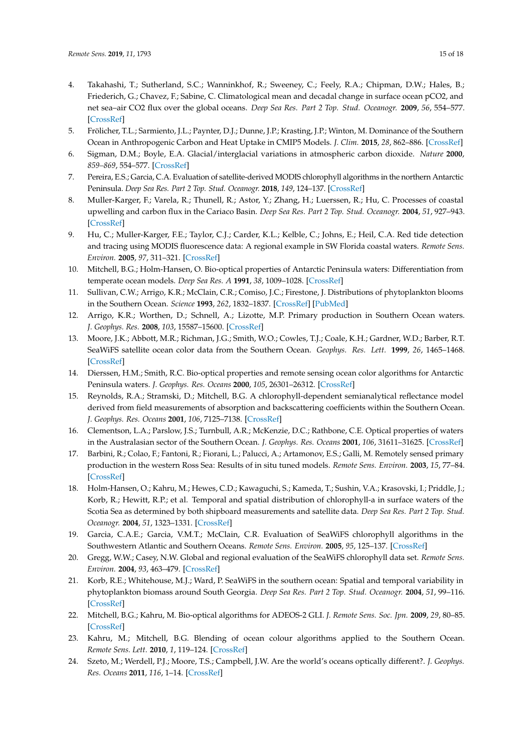4. Takahashi, T.; Sutherland, S.C.; Wanninkhof, R.; Sweeney, C.; Feely, R.A.; Chipman, D.W.; Hales, B.; Friederich, G.; Chavez, F.; Sabine, C. Climatological mean and decadal change in surface ocean pCO2, and net sea–air CO2 flux over the global oceans. *Deep Sea Res. Part 2 Top. Stud. Oceanogr.* **2009**, *56*, 554–577. [CrossRef]
5. Frölicher, T.L.; Sarmiento, J.L.; Paynter, D.J.; Dunne, J.P.; Krasting, J.P.; Winton, M. Dominance of the Southern Ocean in Anthropogenic Carbon and Heat Uptake in CMIP5 Models. *J. Clim.* **2015**, *28*, 862–886. [CrossRef]
6. Sigman, D.M.; Boyle, E.A. Glacial/interglacial variations in atmospheric carbon dioxide. *Nature* **2000**, *859–869*, 554–577. [CrossRef]
7. Pereira, E.S.; Garcia, C.A. Evaluation of satellite-derived MODIS chlorophyll algorithms in the northern Antarctic Peninsula. *Deep Sea Res. Part 2 Top. Stud. Oceanogr.* **2018**, *149*, 124–137. [CrossRef]
8. Muller-Karger, F.; Varela, R.; Thunell, R.; Astor, Y.; Zhang, H.; Luerssen, R.; Hu, C. Processes of coastal upwelling and carbon flux in the Cariaco Basin. *Deep Sea Res. Part 2 Top. Stud. Oceanogr.* **2004**, *51*, 927–943. [CrossRef]
9. Hu, C.; Muller-Karger, F.E.; Taylor, C.J.; Carder, K.L.; Kelble, C.; Johns, E.; Heil, C.A. Red tide detection and tracing using MODIS fluorescence data: A regional example in SW Florida coastal waters. *Remote Sens. Environ.* **2005**, *97*, 311–321. [CrossRef]
10. Mitchell, B.G.; Holm-Hansen, O. Bio-optical properties of Antarctic Peninsula waters: Differentiation from temperate ocean models. *Deep Sea Res. A* **1991**, *38*, 1009–1028. [CrossRef]
11. Sullivan, C.W.; Arrigo, K.R.; McClain, C.R.; Comiso, J.C.; Firestone, J. Distributions of phytoplankton blooms in the Southern Ocean. *Science* **1993**, *262*, 1832–1837. [CrossRef] [PubMed]
12. Arrigo, K.R.; Worthen, D.; Schnell, A.; Lizotte, M.P. Primary production in Southern Ocean waters. *J. Geophys. Res.* **2008**, *103*, 15587–15600. [CrossRef]
13. Moore, J.K.; Abbott, M.R.; Richman, J.G.; Smith, W.O.; Cowles, T.J.; Coale, K.H.; Gardner, W.D.; Barber, R.T. SeaWiFS satellite ocean color data from the Southern Ocean. *Geophys. Res. Lett.* **1999**, *26*, 1465–1468. [CrossRef]
14. Dierssen, H.M.; Smith, R.C. Bio-optical properties and remote sensing ocean color algorithms for Antarctic Peninsula waters. *J. Geophys. Res. Oceans* **2000**, *105*, 26301–26312. [CrossRef]
15. Reynolds, R.A.; Stramski, D.; Mitchell, B.G. A chlorophyll-dependent semianalytical reflectance model derived from field measurements of absorption and backscattering coefficients within the Southern Ocean. *J. Geophys. Res. Oceans* **2001**, *106*, 7125–7138. [CrossRef]
16. Clementson, L.A.; Parslow, J.S.; Turnbull, A.R.; McKenzie, D.C.; Rathbone, C.E. Optical properties of waters in the Australasian sector of the Southern Ocean. *J. Geophys. Res. Oceans* **2001**, *106*, 31611–31625. [CrossRef]
17. Barbini, R.; Colao, F.; Fantoni, R.; Fiorani, L.; Palucci, A.; Artamonov, E.S.; Galli, M. Remotely sensed primary production in the western Ross Sea: Results of in situ tuned models. *Remote Sens. Environ.* **2003**, *15*, 77–84. [CrossRef]
18. Holm-Hansen, O.; Kahru, M.; Hewes, C.D.; Kawaguchi, S.; Kameda, T.; Sushin, V.A.; Krasovski, I.; Priddle, J.; Korb, R.; Hewitt, R.P.; et al. Temporal and spatial distribution of chlorophyll-a in surface waters of the Scotia Sea as determined by both shipboard measurements and satellite data. *Deep Sea Res. Part 2 Top. Stud. Oceanogr.* **2004**, *51*, 1323–1331. [CrossRef]
19. Garcia, C.A.E.; Garcia, V.M.T.; McClain, C.R. Evaluation of SeaWiFS chlorophyll algorithms in the Southwestern Atlantic and Southern Oceans. *Remote Sens. Environ.* **2005**, *95*, 125–137. [CrossRef]
20. Gregg, W.W.; Casey, N.W. Global and regional evaluation of the SeaWiFS chlorophyll data set. *Remote Sens. Environ.* **2004**, *93*, 463–479. [CrossRef]
21. Korb, R.E.; Whitehouse, M.J.; Ward, P. SeaWiFS in the southern ocean: Spatial and temporal variability in phytoplankton biomass around South Georgia. *Deep Sea Res. Part 2 Top. Stud. Oceanogr.* **2004**, *51*, 99–116. [CrossRef]
22. Mitchell, B.G.; Kahru, M. Bio-optical algorithms for ADEOS-2 GLI. *J. Remote Sens. Soc. Jpn.* **2009**, *29*, 80–85. [CrossRef]
23. Kahru, M.; Mitchell, B.G. Blending of ocean colour algorithms applied to the Southern Ocean. *Remote Sens. Lett.* **2010**, *1*, 119–124. [CrossRef]
24. Szeto, M.; Werdell, P.J.; Moore, T.S.; Campbell, J.W. Are the world's oceans optically different?. *J. Geophys. Res. Oceans* **2011**, *116*, 1–14. [CrossRef]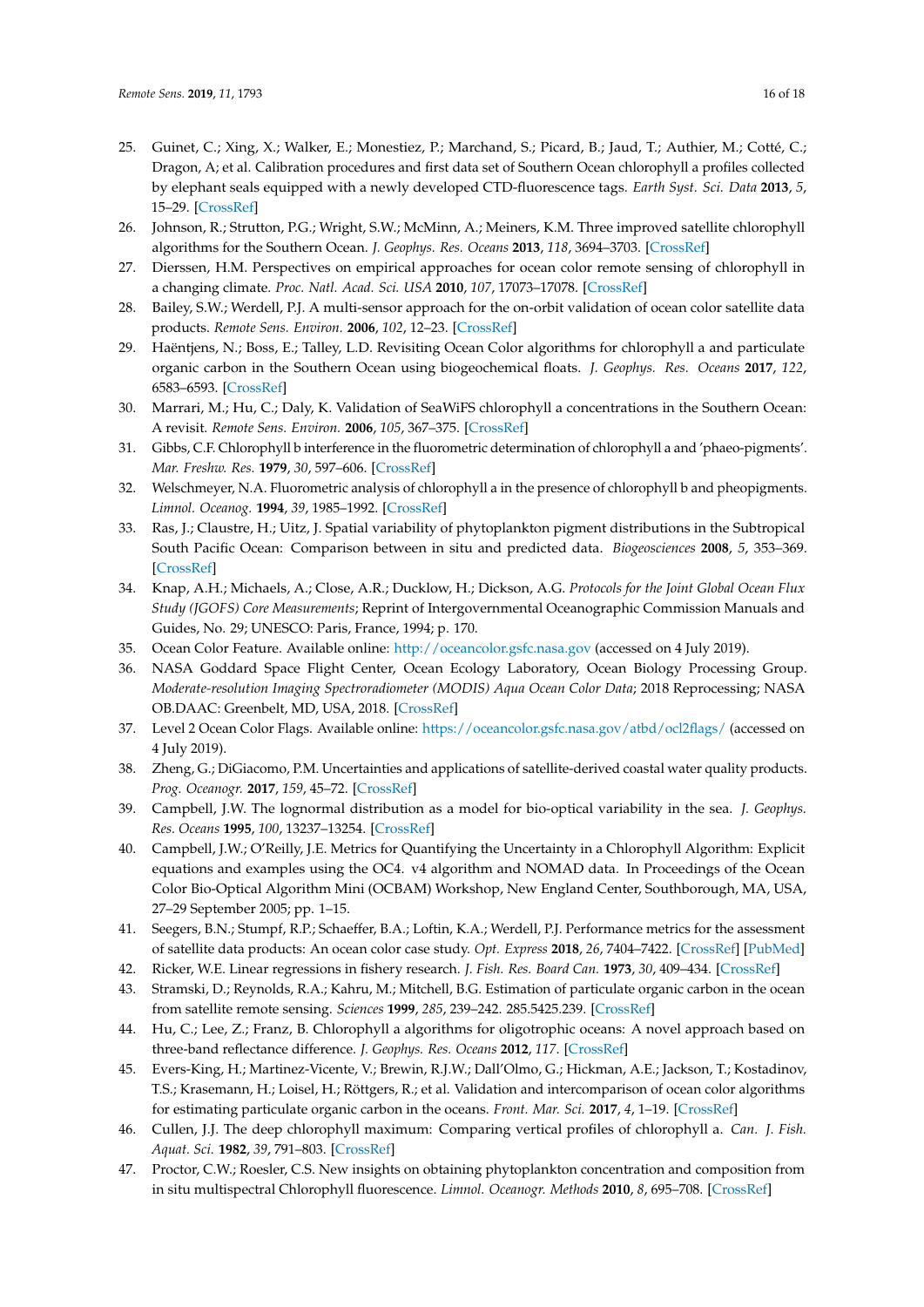25. Guinet, C.; Xing, X.; Walker, E.; Monestiez, P.; Marchand, S.; Picard, B.; Jaud, T.; Authier, M.; Cotté, C.; Dragon, A; et al. Calibration procedures and first data set of Southern Ocean chlorophyll a profiles collected by elephant seals equipped with a newly developed CTD-fluorescence tags. *Earth Syst. Sci. Data* **2013**, *5*, 15–29. [CrossRef]
26. Johnson, R.; Strutton, P.G.; Wright, S.W.; McMinn, A.; Meiners, K.M. Three improved satellite chlorophyll algorithms for the Southern Ocean. *J. Geophys. Res. Oceans* **2013**, *118*, 3694–3703. [CrossRef]
27. Dierssen, H.M. Perspectives on empirical approaches for ocean color remote sensing of chlorophyll in a changing climate. *Proc. Natl. Acad. Sci. USA* **2010**, *107*, 17073–17078. [CrossRef]
28. Bailey, S.W.; Werdell, P.J. A multi-sensor approach for the on-orbit validation of ocean color satellite data products. *Remote Sens. Environ.* **2006**, *102*, 12–23. [CrossRef]
29. Haëntjens, N.; Boss, E.; Talley, L.D. Revisiting Ocean Color algorithms for chlorophyll a and particulate organic carbon in the Southern Ocean using biogeochemical floats. *J. Geophys. Res. Oceans* **2017**, *122*, 6583–6593. [CrossRef]
30. Marrari, M.; Hu, C.; Daly, K. Validation of SeaWiFS chlorophyll a concentrations in the Southern Ocean: A revisit. *Remote Sens. Environ.* **2006**, *105*, 367–375. [CrossRef]
31. Gibbs, C.F. Chlorophyll b interference in the fluorometric determination of chlorophyll a and 'phaeo-pigments'. *Mar. Freshw. Res.* **1979**, *30*, 597–606. [CrossRef]
32. Welschmeyer, N.A. Fluorometric analysis of chlorophyll a in the presence of chlorophyll b and pheopigments. *Limnol. Oceanog.* **1994**, *39*, 1985–1992. [CrossRef]
33. Ras, J.; Claustre, H.; Uitz, J. Spatial variability of phytoplankton pigment distributions in the Subtropical South Pacific Ocean: Comparison between in situ and predicted data. *Biogeosciences* **2008**, *5*, 353–369. [CrossRef]
34. Knap, A.H.; Michaels, A.; Close, A.R.; Ducklow, H.; Dickson, A.G. *Protocols for the Joint Global Ocean Flux Study (JGOFS) Core Measurements*; Reprint of Intergovernmental Oceanographic Commission Manuals and Guides, No. 29; UNESCO: Paris, France, 1994; p. 170.
35. Ocean Color Feature. Available online: http://oceancolor.gsfc.nasa.gov (accessed on 4 July 2019).
36. NASA Goddard Space Flight Center, Ocean Ecology Laboratory, Ocean Biology Processing Group. *Moderate-resolution Imaging Spectroradiometer (MODIS) Aqua Ocean Color Data*; 2018 Reprocessing; NASA OB.DAAC: Greenbelt, MD, USA, 2018. [CrossRef]
37. Level 2 Ocean Color Flags. Available online: https://oceancolor.gsfc.nasa.gov/atbd/ocl2flags/ (accessed on 4 July 2019).
38. Zheng, G.; DiGiacomo, P.M. Uncertainties and applications of satellite-derived coastal water quality products. *Prog. Oceanogr.* **2017**, *159*, 45–72. [CrossRef]
39. Campbell, J.W. The lognormal distribution as a model for bio-optical variability in the sea. *J. Geophys. Res. Oceans* **1995**, *100*, 13237–13254. [CrossRef]
40. Campbell, J.W.; O'Reilly, J.E. Metrics for Quantifying the Uncertainty in a Chlorophyll Algorithm: Explicit equations and examples using the OC4. v4 algorithm and NOMAD data. In Proceedings of the Ocean Color Bio-Optical Algorithm Mini (OCBAM) Workshop, New England Center, Southborough, MA, USA, 27–29 September 2005; pp. 1–15.
41. Seegers, B.N.; Stumpf, R.P.; Schaeffer, B.A.; Loftin, K.A.; Werdell, P.J. Performance metrics for the assessment of satellite data products: An ocean color case study. *Opt. Express* **2018**, *26*, 7404–7422. [CrossRef] [PubMed]
42. Ricker, W.E. Linear regressions in fishery research. *J. Fish. Res. Board Can.* **1973**, *30*, 409–434. [CrossRef]
43. Stramski, D.; Reynolds, R.A.; Kahru, M.; Mitchell, B.G. Estimation of particulate organic carbon in the ocean from satellite remote sensing. *Sciences* **1999**, *285*, 239–242. 285.5425.239. [CrossRef]
44. Hu, C.; Lee, Z.; Franz, B. Chlorophyll a algorithms for oligotrophic oceans: A novel approach based on three-band reflectance difference. *J. Geophys. Res. Oceans* **2012**, *117*. [CrossRef]
45. Evers-King, H.; Martinez-Vicente, V.; Brewin, R.J.W.; Dall'Olmo, G.; Hickman, A.E.; Jackson, T.; Kostadinov, T.S.; Krasemann, H.; Loisel, H.; Röttgers, R.; et al. Validation and intercomparison of ocean color algorithms for estimating particulate organic carbon in the oceans. *Front. Mar. Sci.* **2017**, *4*, 1–19. [CrossRef]
46. Cullen, J.J. The deep chlorophyll maximum: Comparing vertical profiles of chlorophyll a. *Can. J. Fish. Aquat. Sci.* **1982**, *39*, 791–803. [CrossRef]
47. Proctor, C.W.; Roesler, C.S. New insights on obtaining phytoplankton concentration and composition from in situ multispectral Chlorophyll fluorescence. *Limnol. Oceanogr. Methods* **2010**, *8*, 695–708. [CrossRef]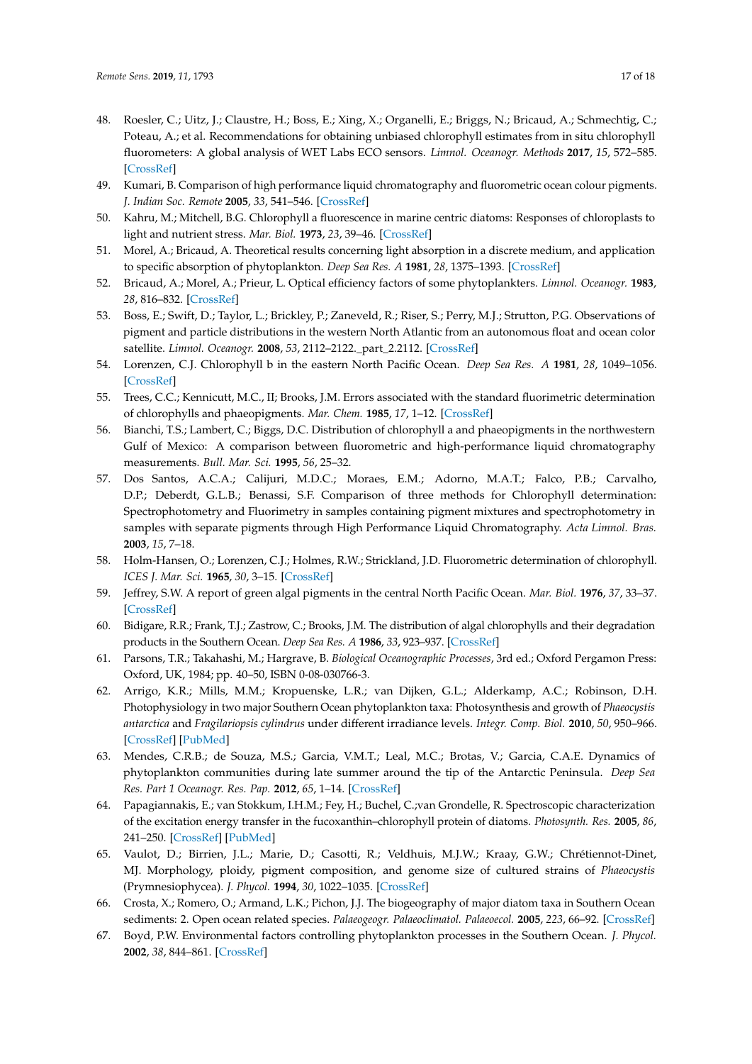48. Roesler, C.; Uitz, J.; Claustre, H.; Boss, E.; Xing, X.; Organelli, E.; Briggs, N.; Bricaud, A.; Schmechtig, C.; Poteau, A.; et al. Recommendations for obtaining unbiased chlorophyll estimates from in situ chlorophyll fluorometers: A global analysis of WET Labs ECO sensors. *Limnol. Oceanogr. Methods* **2017**, *15*, 572–585. [CrossRef]
49. Kumari, B. Comparison of high performance liquid chromatography and fluorometric ocean colour pigments. *J. Indian Soc. Remote* **2005**, *33*, 541–546. [CrossRef]
50. Kahru, M.; Mitchell, B.G. Chlorophyll a fluorescence in marine centric diatoms: Responses of chloroplasts to light and nutrient stress. *Mar. Biol.* **1973**, *23*, 39–46. [CrossRef]
51. Morel, A.; Bricaud, A. Theoretical results concerning light absorption in a discrete medium, and application to specific absorption of phytoplankton. *Deep Sea Res. A* **1981**, *28*, 1375–1393. [CrossRef]
52. Bricaud, A.; Morel, A.; Prieur, L. Optical efficiency factors of some phytoplankters. *Limnol. Oceanogr.* **1983**, *28*, 816–832. [CrossRef]
53. Boss, E.; Swift, D.; Taylor, L.; Brickley, P.; Zaneveld, R.; Riser, S.; Perry, M.J.; Strutton, P.G. Observations of pigment and particle distributions in the western North Atlantic from an autonomous float and ocean color satellite. *Limnol. Oceanogr.* **2008**, *53*, 2112–2122._part_2.2112. [CrossRef]
54. Lorenzen, C.J. Chlorophyll b in the eastern North Pacific Ocean. *Deep Sea Res. A* **1981**, *28*, 1049–1056. [CrossRef]
55. Trees, C.C.; Kennicutt, M.C., II; Brooks, J.M. Errors associated with the standard fluorimetric determination of chlorophylls and phaeopigments. *Mar. Chem.* **1985**, *17*, 1–12. [CrossRef]
56. Bianchi, T.S.; Lambert, C.; Biggs, D.C. Distribution of chlorophyll a and phaeopigments in the northwestern Gulf of Mexico: A comparison between fluorometric and high-performance liquid chromatography measurements. *Bull. Mar. Sci.* **1995**, *56*, 25–32.
57. Dos Santos, A.C.A.; Calijuri, M.D.C.; Moraes, E.M.; Adorno, M.A.T.; Falco, P.B.; Carvalho, D.P.; Deberdt, G.L.B.; Benassi, S.F. Comparison of three methods for Chlorophyll determination: Spectrophotometry and Fluorimetry in samples containing pigment mixtures and spectrophotometry in samples with separate pigments through High Performance Liquid Chromatography. *Acta Limnol. Bras.* **2003**, *15*, 7–18.
58. Holm-Hansen, O.; Lorenzen, C.J.; Holmes, R.W.; Strickland, J.D. Fluorometric determination of chlorophyll. *ICES J. Mar. Sci.* **1965**, *30*, 3–15. [CrossRef]
59. Jeffrey, S.W. A report of green algal pigments in the central North Pacific Ocean. *Mar. Biol.* **1976**, *37*, 33–37. [CrossRef]
60. Bidigare, R.R.; Frank, T.J.; Zastrow, C.; Brooks, J.M. The distribution of algal chlorophylls and their degradation products in the Southern Ocean. *Deep Sea Res. A* **1986**, *33*, 923–937. [CrossRef]
61. Parsons, T.R.; Takahashi, M.; Hargrave, B. *Biological Oceanographic Processes*, 3rd ed.; Oxford Pergamon Press: Oxford, UK, 1984; pp. 40–50, ISBN 0-08-030766-3.
62. Arrigo, K.R.; Mills, M.M.; Kropuenske, L.R.; van Dijken, G.L.; Alderkamp, A.C.; Robinson, D.H. Photophysiology in two major Southern Ocean phytoplankton taxa: Photosynthesis and growth of *Phaeocystis antarctica* and *Fragilariopsis cylindrus* under different irradiance levels. *Integr. Comp. Biol.* **2010**, *50*, 950–966. [CrossRef] [PubMed]
63. Mendes, C.R.B.; de Souza, M.S.; Garcia, V.M.T.; Leal, M.C.; Brotas, V.; Garcia, C.A.E. Dynamics of phytoplankton communities during late summer around the tip of the Antarctic Peninsula. *Deep Sea Res. Part 1 Oceanogr. Res. Pap.* **2012**, *65*, 1–14. [CrossRef]
64. Papagiannakis, E.; van Stokkum, I.H.M.; Fey, H.; Buchel, C.;van Grondelle, R. Spectroscopic characterization of the excitation energy transfer in the fucoxanthin–chlorophyll protein of diatoms. *Photosynth. Res.* **2005**, *86*, 241–250. [CrossRef] [PubMed]
65. Vaulot, D.; Birrien, J.L.; Marie, D.; Casotti, R.; Veldhuis, M.J.W.; Kraay, G.W.; Chrétiennot-Dinet, MJ. Morphology, ploidy, pigment composition, and genome size of cultured strains of *Phaeocystis* (Prymnesiophycea). *J. Phycol.* **1994**, *30*, 1022–1035. [CrossRef]
66. Crosta, X.; Romero, O.; Armand, L.K.; Pichon, J.J. The biogeography of major diatom taxa in Southern Ocean sediments: 2. Open ocean related species. *Palaeogeogr. Palaeoclimatol. Palaeoecol.* **2005**, *223*, 66–92. [CrossRef]
67. Boyd, P.W. Environmental factors controlling phytoplankton processes in the Southern Ocean. *J. Phycol.* **2002**, *38*, 844–861. [CrossRef]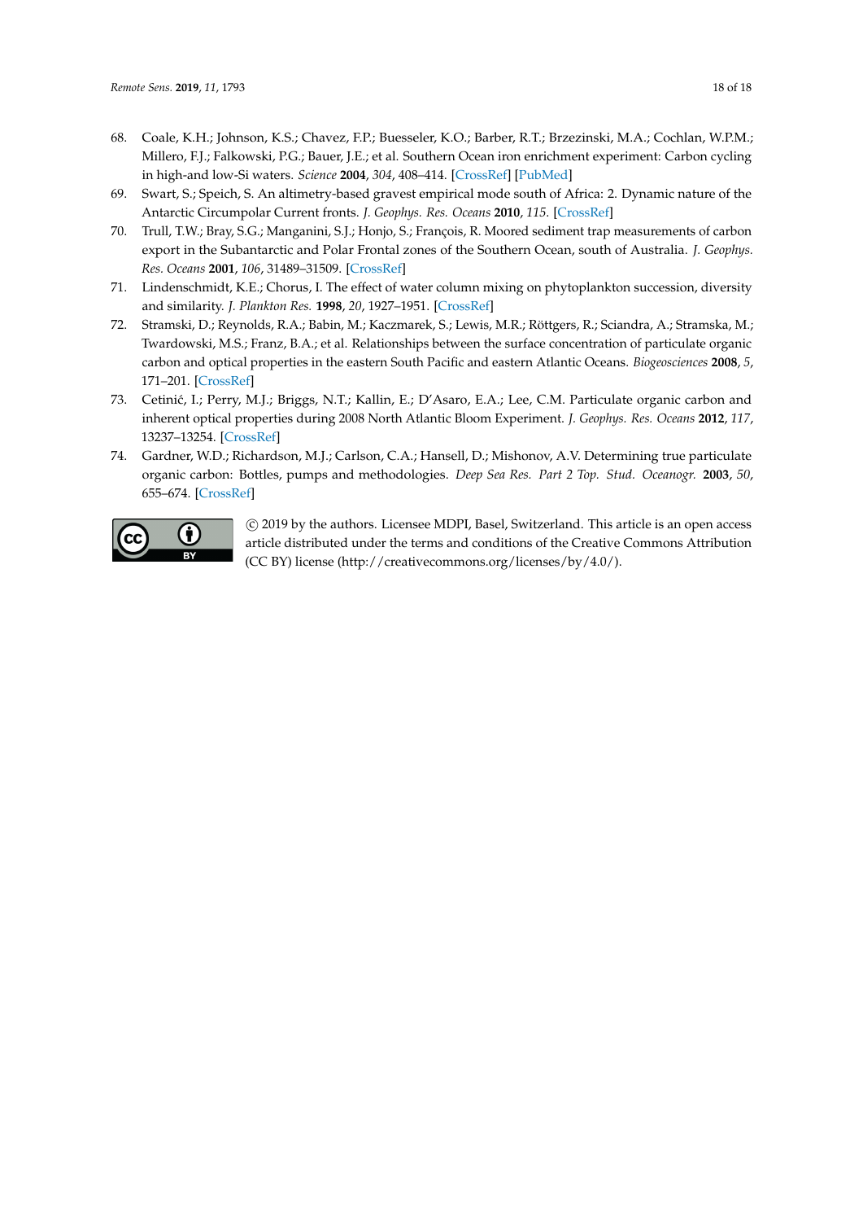68. Coale, K.H.; Johnson, K.S.; Chavez, F.P.; Buesseler, K.O.; Barber, R.T.; Brzezinski, M.A.; Cochlan, W.P.M.; Millero, F.J.; Falkowski, P.G.; Bauer, J.E.; et al. Southern Ocean iron enrichment experiment: Carbon cycling in high-and low-Si waters. *Science* **2004**, *304*, 408–414. [CrossRef] [PubMed]
69. Swart, S.; Speich, S. An altimetry-based gravest empirical mode south of Africa: 2. Dynamic nature of the Antarctic Circumpolar Current fronts. *J. Geophys. Res. Oceans* **2010**, *115*. [CrossRef]
70. Trull, T.W.; Bray, S.G.; Manganini, S.J.; Honjo, S.; François, R. Moored sediment trap measurements of carbon export in the Subantarctic and Polar Frontal zones of the Southern Ocean, south of Australia. *J. Geophys. Res. Oceans* **2001**, *106*, 31489–31509. [CrossRef]
71. Lindenschmidt, K.E.; Chorus, I. The effect of water column mixing on phytoplankton succession, diversity and similarity. *J. Plankton Res.* **1998**, *20*, 1927–1951. [CrossRef]
72. Stramski, D.; Reynolds, R.A.; Babin, M.; Kaczmarek, S.; Lewis, M.R.; Röttgers, R.; Sciandra, A.; Stramska, M.; Twardowski, M.S.; Franz, B.A.; et al. Relationships between the surface concentration of particulate organic carbon and optical properties in the eastern South Pacific and eastern Atlantic Oceans. *Biogeosciences* **2008**, *5*, 171–201. [CrossRef]
73. Cetinić, I.; Perry, M.J.; Briggs, N.T.; Kallin, E.; D'Asaro, E.A.; Lee, C.M. Particulate organic carbon and inherent optical properties during 2008 North Atlantic Bloom Experiment. *J. Geophys. Res. Oceans* **2012**, *117*, 13237–13254. [CrossRef]
74. Gardner, W.D.; Richardson, M.J.; Carlson, C.A.; Hansell, D.; Mishonov, A.V. Determining true particulate organic carbon: Bottles, pumps and methodologies. *Deep Sea Res. Part 2 Top. Stud. Oceanogr.* **2003**, *50*, 655–674. [CrossRef]

© 2019 by the authors. Licensee MDPI, Basel, Switzerland. This article is an open access article distributed under the terms and conditions of the Creative Commons Attribution (CC BY) license (http://creativecommons.org/licenses/by/4.0/).